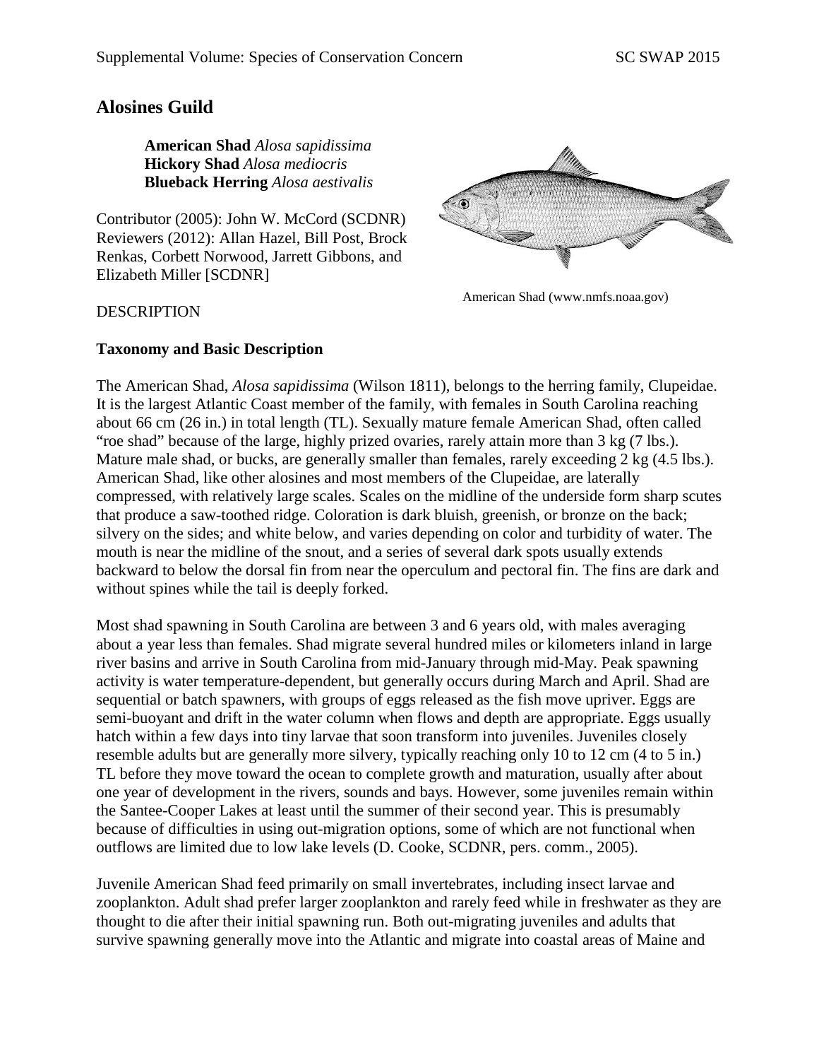# Alosines Guild

**American Shad** *Alosa sapidissima*
**Hickory Shad** *Alosa mediocris*
**Blueback Herring** *Alosa aestivalis*

Contributor (2005): John W. McCord (SCDNR)
Reviewers (2012): Allan Hazel, Bill Post, Brock Renkas, Corbett Norwood, Jarrett Gibbons, and Elizabeth Miller [SCDNR]

American Shad (www.nmfs.noaa.gov)

## DESCRIPTION

### Taxonomy and Basic Description

The American Shad, *Alosa sapidissima* (Wilson 1811), belongs to the herring family, Clupeidae. It is the largest Atlantic Coast member of the family, with females in South Carolina reaching about 66 cm (26 in.) in total length (TL). Sexually mature female American Shad, often called "roe shad" because of the large, highly prized ovaries, rarely attain more than 3 kg (7 lbs.). Mature male shad, or bucks, are generally smaller than females, rarely exceeding 2 kg (4.5 lbs.). American Shad, like other alosines and most members of the Clupeidae, are laterally compressed, with relatively large scales. Scales on the midline of the underside form sharp scutes that produce a saw-toothed ridge. Coloration is dark bluish, greenish, or bronze on the back; silvery on the sides; and white below, and varies depending on color and turbidity of water. The mouth is near the midline of the snout, and a series of several dark spots usually extends backward to below the dorsal fin from near the operculum and pectoral fin. The fins are dark and without spines while the tail is deeply forked.

Most shad spawning in South Carolina are between 3 and 6 years old, with males averaging about a year less than females. Shad migrate several hundred miles or kilometers inland in large river basins and arrive in South Carolina from mid-January through mid-May. Peak spawning activity is water temperature-dependent, but generally occurs during March and April. Shad are sequential or batch spawners, with groups of eggs released as the fish move upriver. Eggs are semi-buoyant and drift in the water column when flows and depth are appropriate. Eggs usually hatch within a few days into tiny larvae that soon transform into juveniles. Juveniles closely resemble adults but are generally more silvery, typically reaching only 10 to 12 cm (4 to 5 in.) TL before they move toward the ocean to complete growth and maturation, usually after about one year of development in the rivers, sounds and bays. However, some juveniles remain within the Santee-Cooper Lakes at least until the summer of their second year. This is presumably because of difficulties in using out-migration options, some of which are not functional when outflows are limited due to low lake levels (D. Cooke, SCDNR, pers. comm., 2005).

Juvenile American Shad feed primarily on small invertebrates, including insect larvae and zooplankton. Adult shad prefer larger zooplankton and rarely feed while in freshwater as they are thought to die after their initial spawning run. Both out-migrating juveniles and adults that survive spawning generally move into the Atlantic and migrate into coastal areas of Maine and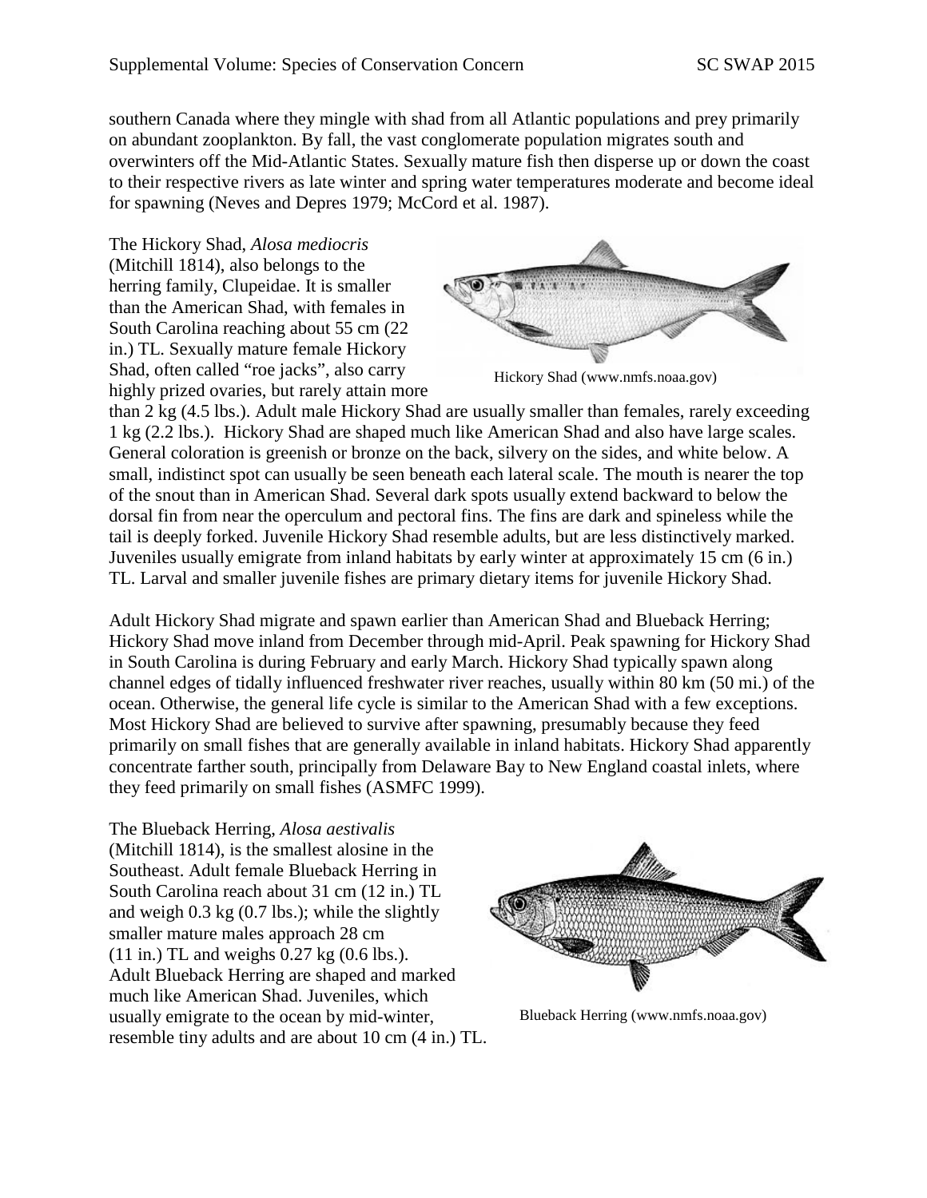southern Canada where they mingle with shad from all Atlantic populations and prey primarily on abundant zooplankton. By fall, the vast conglomerate population migrates south and overwinters off the Mid-Atlantic States. Sexually mature fish then disperse up or down the coast to their respective rivers as late winter and spring water temperatures moderate and become ideal for spawning (Neves and Depres 1979; McCord et al. 1987).

The Hickory Shad, *Alosa mediocris* (Mitchill 1814), also belongs to the herring family, Clupeidae. It is smaller than the American Shad, with females in South Carolina reaching about 55 cm (22 in.) TL. Sexually mature female Hickory Shad, often called "roe jacks", also carry highly prized ovaries, but rarely attain more than 2 kg (4.5 lbs.). Adult male Hickory Shad are usually smaller than females, rarely exceeding 1 kg (2.2 lbs.). Hickory Shad are shaped much like American Shad and also have large scales. General coloration is greenish or bronze on the back, silvery on the sides, and white below. A small, indistinct spot can usually be seen beneath each lateral scale. The mouth is nearer the top of the snout than in American Shad. Several dark spots usually extend backward to below the dorsal fin from near the operculum and pectoral fins. The fins are dark and spineless while the tail is deeply forked. Juvenile Hickory Shad resemble adults, but are less distinctively marked. Juveniles usually emigrate from inland habitats by early winter at approximately 15 cm (6 in.) TL. Larval and smaller juvenile fishes are primary dietary items for juvenile Hickory Shad.

Hickory Shad (www.nmfs.noaa.gov)

Adult Hickory Shad migrate and spawn earlier than American Shad and Blueback Herring; Hickory Shad move inland from December through mid-April. Peak spawning for Hickory Shad in South Carolina is during February and early March. Hickory Shad typically spawn along channel edges of tidally influenced freshwater river reaches, usually within 80 km (50 mi.) of the ocean. Otherwise, the general life cycle is similar to the American Shad with a few exceptions. Most Hickory Shad are believed to survive after spawning, presumably because they feed primarily on small fishes that are generally available in inland habitats. Hickory Shad apparently concentrate farther south, principally from Delaware Bay to New England coastal inlets, where they feed primarily on small fishes (ASMFC 1999).

The Blueback Herring, *Alosa aestivalis* (Mitchill 1814), is the smallest alosine in the Southeast. Adult female Blueback Herring in South Carolina reach about 31 cm (12 in.) TL and weigh 0.3 kg (0.7 lbs.); while the slightly smaller mature males approach 28 cm (11 in.) TL and weighs 0.27 kg (0.6 lbs.). Adult Blueback Herring are shaped and marked much like American Shad. Juveniles, which usually emigrate to the ocean by mid-winter, resemble tiny adults and are about 10 cm (4 in.) TL.

Blueback Herring (www.nmfs.noaa.gov)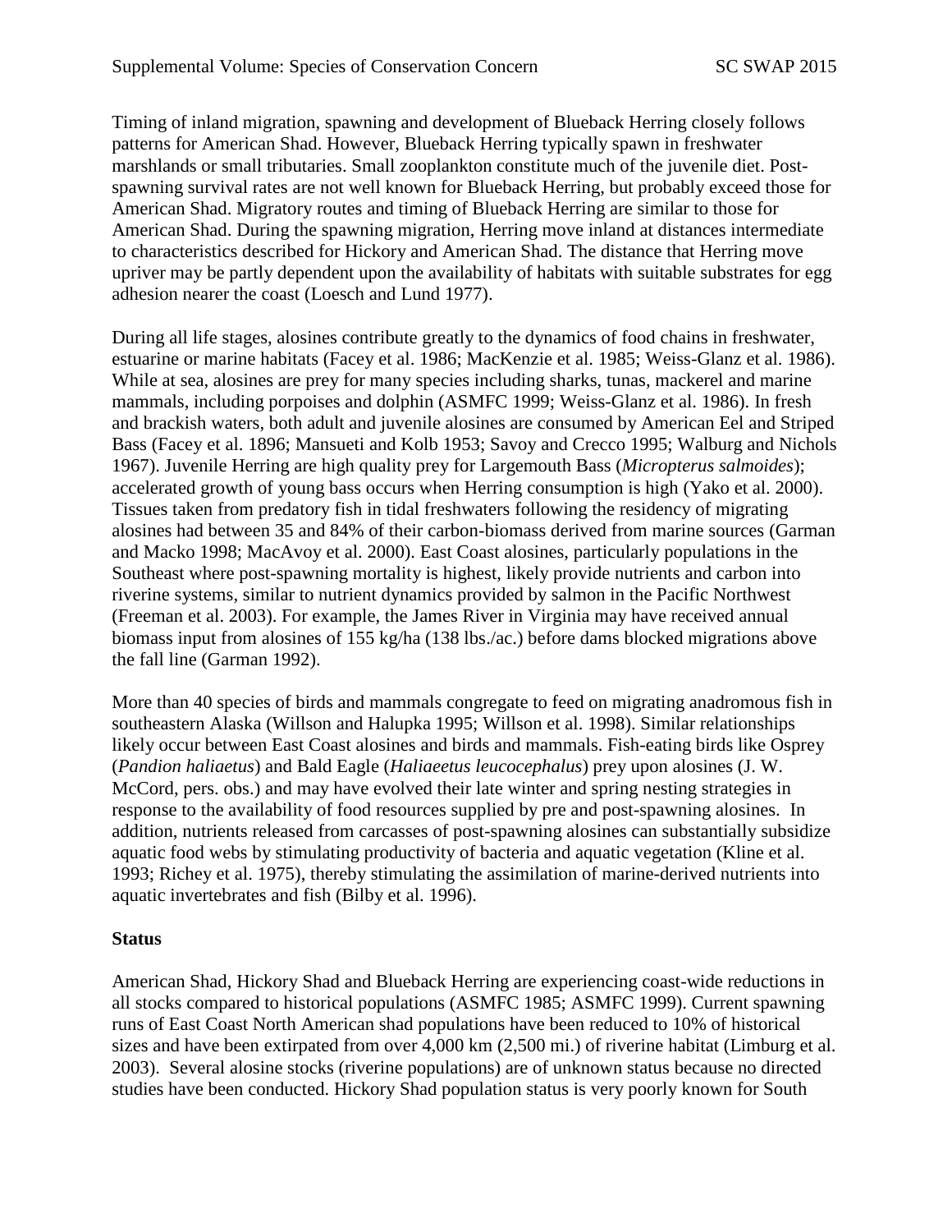Timing of inland migration, spawning and development of Blueback Herring closely follows patterns for American Shad. However, Blueback Herring typically spawn in freshwater marshlands or small tributaries. Small zooplankton constitute much of the juvenile diet. Post-spawning survival rates are not well known for Blueback Herring, but probably exceed those for American Shad. Migratory routes and timing of Blueback Herring are similar to those for American Shad. During the spawning migration, Herring move inland at distances intermediate to characteristics described for Hickory and American Shad. The distance that Herring move upriver may be partly dependent upon the availability of habitats with suitable substrates for egg adhesion nearer the coast (Loesch and Lund 1977).

During all life stages, alosines contribute greatly to the dynamics of food chains in freshwater, estuarine or marine habitats (Facey et al. 1986; MacKenzie et al. 1985; Weiss-Glanz et al. 1986). While at sea, alosines are prey for many species including sharks, tunas, mackerel and marine mammals, including porpoises and dolphin (ASMFC 1999; Weiss-Glanz et al. 1986). In fresh and brackish waters, both adult and juvenile alosines are consumed by American Eel and Striped Bass (Facey et al. 1896; Mansueti and Kolb 1953; Savoy and Crecco 1995; Walburg and Nichols 1967). Juvenile Herring are high quality prey for Largemouth Bass (*Micropterus salmoides*); accelerated growth of young bass occurs when Herring consumption is high (Yako et al. 2000). Tissues taken from predatory fish in tidal freshwaters following the residency of migrating alosines had between 35 and 84% of their carbon-biomass derived from marine sources (Garman and Macko 1998; MacAvoy et al. 2000). East Coast alosines, particularly populations in the Southeast where post-spawning mortality is highest, likely provide nutrients and carbon into riverine systems, similar to nutrient dynamics provided by salmon in the Pacific Northwest (Freeman et al. 2003). For example, the James River in Virginia may have received annual biomass input from alosines of 155 kg/ha (138 lbs./ac.) before dams blocked migrations above the fall line (Garman 1992).

More than 40 species of birds and mammals congregate to feed on migrating anadromous fish in southeastern Alaska (Willson and Halupka 1995; Willson et al. 1998). Similar relationships likely occur between East Coast alosines and birds and mammals. Fish-eating birds like Osprey (*Pandion haliaetus*) and Bald Eagle (*Haliaeetus leucocephalus*) prey upon alosines (J. W. McCord, pers. obs.) and may have evolved their late winter and spring nesting strategies in response to the availability of food resources supplied by pre and post-spawning alosines. In addition, nutrients released from carcasses of post-spawning alosines can substantially subsidize aquatic food webs by stimulating productivity of bacteria and aquatic vegetation (Kline et al. 1993; Richey et al. 1975), thereby stimulating the assimilation of marine-derived nutrients into aquatic invertebrates and fish (Bilby et al. 1996).

**Status**

American Shad, Hickory Shad and Blueback Herring are experiencing coast-wide reductions in all stocks compared to historical populations (ASMFC 1985; ASMFC 1999). Current spawning runs of East Coast North American shad populations have been reduced to 10% of historical sizes and have been extirpated from over 4,000 km (2,500 mi.) of riverine habitat (Limburg et al. 2003). Several alosine stocks (riverine populations) are of unknown status because no directed studies have been conducted. Hickory Shad population status is very poorly known for South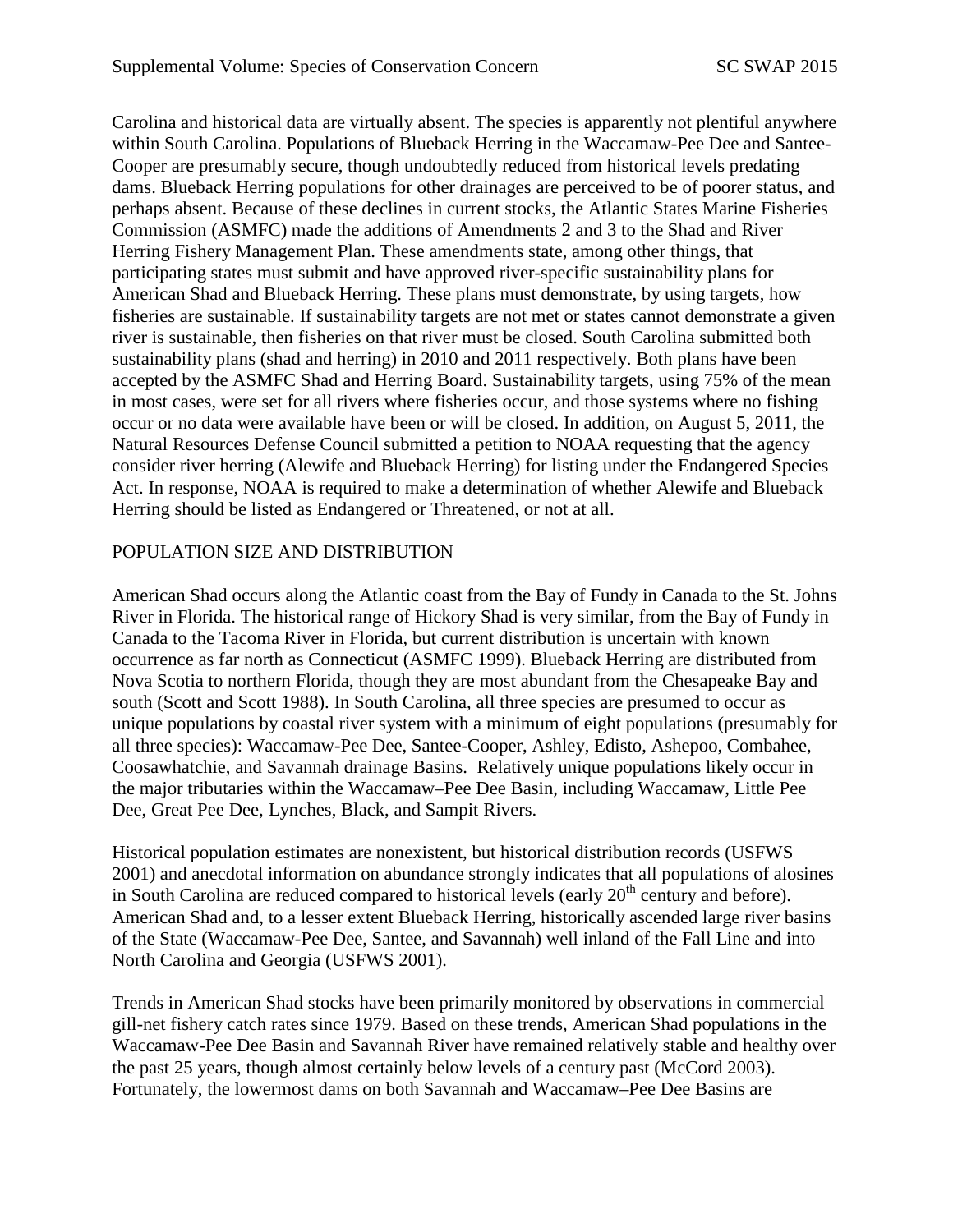Carolina and historical data are virtually absent. The species is apparently not plentiful anywhere within South Carolina. Populations of Blueback Herring in the Waccamaw-Pee Dee and Santee-Cooper are presumably secure, though undoubtedly reduced from historical levels predating dams. Blueback Herring populations for other drainages are perceived to be of poorer status, and perhaps absent. Because of these declines in current stocks, the Atlantic States Marine Fisheries Commission (ASMFC) made the additions of Amendments 2 and 3 to the Shad and River Herring Fishery Management Plan. These amendments state, among other things, that participating states must submit and have approved river-specific sustainability plans for American Shad and Blueback Herring. These plans must demonstrate, by using targets, how fisheries are sustainable. If sustainability targets are not met or states cannot demonstrate a given river is sustainable, then fisheries on that river must be closed. South Carolina submitted both sustainability plans (shad and herring) in 2010 and 2011 respectively. Both plans have been accepted by the ASMFC Shad and Herring Board. Sustainability targets, using 75% of the mean in most cases, were set for all rivers where fisheries occur, and those systems where no fishing occur or no data were available have been or will be closed. In addition, on August 5, 2011, the Natural Resources Defense Council submitted a petition to NOAA requesting that the agency consider river herring (Alewife and Blueback Herring) for listing under the Endangered Species Act. In response, NOAA is required to make a determination of whether Alewife and Blueback Herring should be listed as Endangered or Threatened, or not at all.

## POPULATION SIZE AND DISTRIBUTION

American Shad occurs along the Atlantic coast from the Bay of Fundy in Canada to the St. Johns River in Florida. The historical range of Hickory Shad is very similar, from the Bay of Fundy in Canada to the Tacoma River in Florida, but current distribution is uncertain with known occurrence as far north as Connecticut (ASMFC 1999). Blueback Herring are distributed from Nova Scotia to northern Florida, though they are most abundant from the Chesapeake Bay and south (Scott and Scott 1988). In South Carolina, all three species are presumed to occur as unique populations by coastal river system with a minimum of eight populations (presumably for all three species): Waccamaw-Pee Dee, Santee-Cooper, Ashley, Edisto, Ashepoo, Combahee, Coosawhatchie, and Savannah drainage Basins. Relatively unique populations likely occur in the major tributaries within the Waccamaw–Pee Dee Basin, including Waccamaw, Little Pee Dee, Great Pee Dee, Lynches, Black, and Sampit Rivers.

Historical population estimates are nonexistent, but historical distribution records (USFWS 2001) and anecdotal information on abundance strongly indicates that all populations of alosines in South Carolina are reduced compared to historical levels (early 20th century and before). American Shad and, to a lesser extent Blueback Herring, historically ascended large river basins of the State (Waccamaw-Pee Dee, Santee, and Savannah) well inland of the Fall Line and into North Carolina and Georgia (USFWS 2001).

Trends in American Shad stocks have been primarily monitored by observations in commercial gill-net fishery catch rates since 1979. Based on these trends, American Shad populations in the Waccamaw-Pee Dee Basin and Savannah River have remained relatively stable and healthy over the past 25 years, though almost certainly below levels of a century past (McCord 2003). Fortunately, the lowermost dams on both Savannah and Waccamaw–Pee Dee Basins are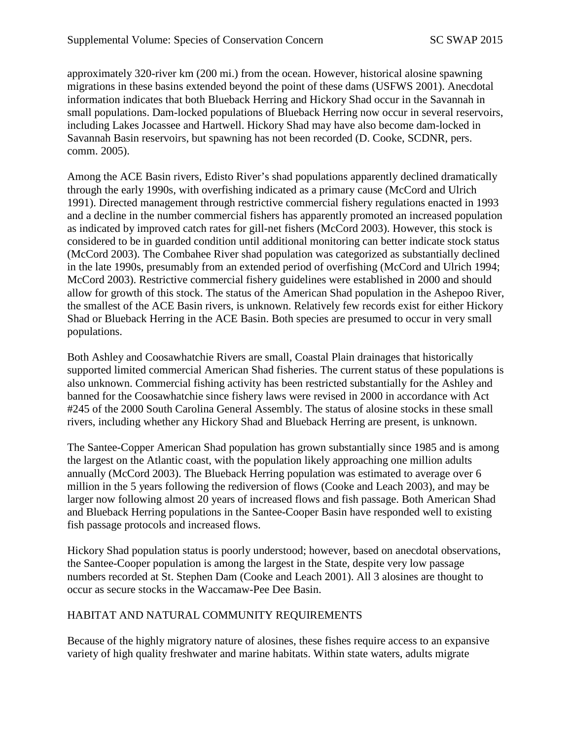approximately 320-river km (200 mi.) from the ocean. However, historical alosine spawning migrations in these basins extended beyond the point of these dams (USFWS 2001). Anecdotal information indicates that both Blueback Herring and Hickory Shad occur in the Savannah in small populations. Dam-locked populations of Blueback Herring now occur in several reservoirs, including Lakes Jocassee and Hartwell. Hickory Shad may have also become dam-locked in Savannah Basin reservoirs, but spawning has not been recorded (D. Cooke, SCDNR, pers. comm. 2005).

Among the ACE Basin rivers, Edisto River's shad populations apparently declined dramatically through the early 1990s, with overfishing indicated as a primary cause (McCord and Ulrich 1991). Directed management through restrictive commercial fishery regulations enacted in 1993 and a decline in the number commercial fishers has apparently promoted an increased population as indicated by improved catch rates for gill-net fishers (McCord 2003). However, this stock is considered to be in guarded condition until additional monitoring can better indicate stock status (McCord 2003). The Combahee River shad population was categorized as substantially declined in the late 1990s, presumably from an extended period of overfishing (McCord and Ulrich 1994; McCord 2003). Restrictive commercial fishery guidelines were established in 2000 and should allow for growth of this stock. The status of the American Shad population in the Ashepoo River, the smallest of the ACE Basin rivers, is unknown. Relatively few records exist for either Hickory Shad or Blueback Herring in the ACE Basin. Both species are presumed to occur in very small populations.

Both Ashley and Coosawhatchie Rivers are small, Coastal Plain drainages that historically supported limited commercial American Shad fisheries. The current status of these populations is also unknown. Commercial fishing activity has been restricted substantially for the Ashley and banned for the Coosawhatchie since fishery laws were revised in 2000 in accordance with Act #245 of the 2000 South Carolina General Assembly. The status of alosine stocks in these small rivers, including whether any Hickory Shad and Blueback Herring are present, is unknown.

The Santee-Copper American Shad population has grown substantially since 1985 and is among the largest on the Atlantic coast, with the population likely approaching one million adults annually (McCord 2003). The Blueback Herring population was estimated to average over 6 million in the 5 years following the rediversion of flows (Cooke and Leach 2003), and may be larger now following almost 20 years of increased flows and fish passage. Both American Shad and Blueback Herring populations in the Santee-Cooper Basin have responded well to existing fish passage protocols and increased flows.

Hickory Shad population status is poorly understood; however, based on anecdotal observations, the Santee-Cooper population is among the largest in the State, despite very low passage numbers recorded at St. Stephen Dam (Cooke and Leach 2001). All 3 alosines are thought to occur as secure stocks in the Waccamaw-Pee Dee Basin.

## HABITAT AND NATURAL COMMUNITY REQUIREMENTS

Because of the highly migratory nature of alosines, these fishes require access to an expansive variety of high quality freshwater and marine habitats. Within state waters, adults migrate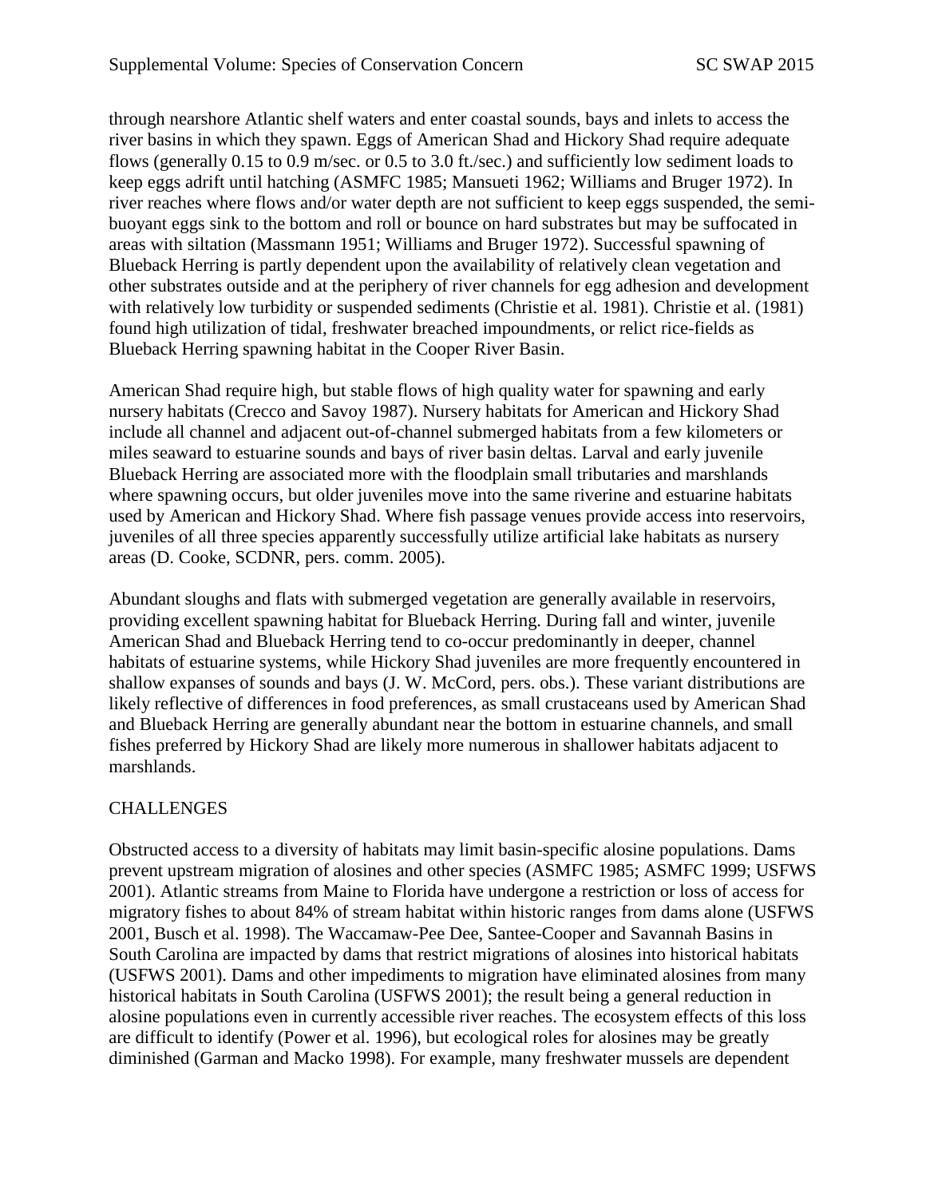through nearshore Atlantic shelf waters and enter coastal sounds, bays and inlets to access the river basins in which they spawn. Eggs of American Shad and Hickory Shad require adequate flows (generally 0.15 to 0.9 m/sec. or 0.5 to 3.0 ft./sec.) and sufficiently low sediment loads to keep eggs adrift until hatching (ASMFC 1985; Mansueti 1962; Williams and Bruger 1972). In river reaches where flows and/or water depth are not sufficient to keep eggs suspended, the semi-buoyant eggs sink to the bottom and roll or bounce on hard substrates but may be suffocated in areas with siltation (Massmann 1951; Williams and Bruger 1972). Successful spawning of Blueback Herring is partly dependent upon the availability of relatively clean vegetation and other substrates outside and at the periphery of river channels for egg adhesion and development with relatively low turbidity or suspended sediments (Christie et al. 1981). Christie et al. (1981) found high utilization of tidal, freshwater breached impoundments, or relict rice-fields as Blueback Herring spawning habitat in the Cooper River Basin.

American Shad require high, but stable flows of high quality water for spawning and early nursery habitats (Crecco and Savoy 1987). Nursery habitats for American and Hickory Shad include all channel and adjacent out-of-channel submerged habitats from a few kilometers or miles seaward to estuarine sounds and bays of river basin deltas. Larval and early juvenile Blueback Herring are associated more with the floodplain small tributaries and marshlands where spawning occurs, but older juveniles move into the same riverine and estuarine habitats used by American and Hickory Shad. Where fish passage venues provide access into reservoirs, juveniles of all three species apparently successfully utilize artificial lake habitats as nursery areas (D. Cooke, SCDNR, pers. comm. 2005).

Abundant sloughs and flats with submerged vegetation are generally available in reservoirs, providing excellent spawning habitat for Blueback Herring. During fall and winter, juvenile American Shad and Blueback Herring tend to co-occur predominantly in deeper, channel habitats of estuarine systems, while Hickory Shad juveniles are more frequently encountered in shallow expanses of sounds and bays (J. W. McCord, pers. obs.). These variant distributions are likely reflective of differences in food preferences, as small crustaceans used by American Shad and Blueback Herring are generally abundant near the bottom in estuarine channels, and small fishes preferred by Hickory Shad are likely more numerous in shallower habitats adjacent to marshlands.

## CHALLENGES

Obstructed access to a diversity of habitats may limit basin-specific alosine populations. Dams prevent upstream migration of alosines and other species (ASMFC 1985; ASMFC 1999; USFWS 2001). Atlantic streams from Maine to Florida have undergone a restriction or loss of access for migratory fishes to about 84% of stream habitat within historic ranges from dams alone (USFWS 2001, Busch et al. 1998). The Waccamaw-Pee Dee, Santee-Cooper and Savannah Basins in South Carolina are impacted by dams that restrict migrations of alosines into historical habitats (USFWS 2001). Dams and other impediments to migration have eliminated alosines from many historical habitats in South Carolina (USFWS 2001); the result being a general reduction in alosine populations even in currently accessible river reaches. The ecosystem effects of this loss are difficult to identify (Power et al. 1996), but ecological roles for alosines may be greatly diminished (Garman and Macko 1998). For example, many freshwater mussels are dependent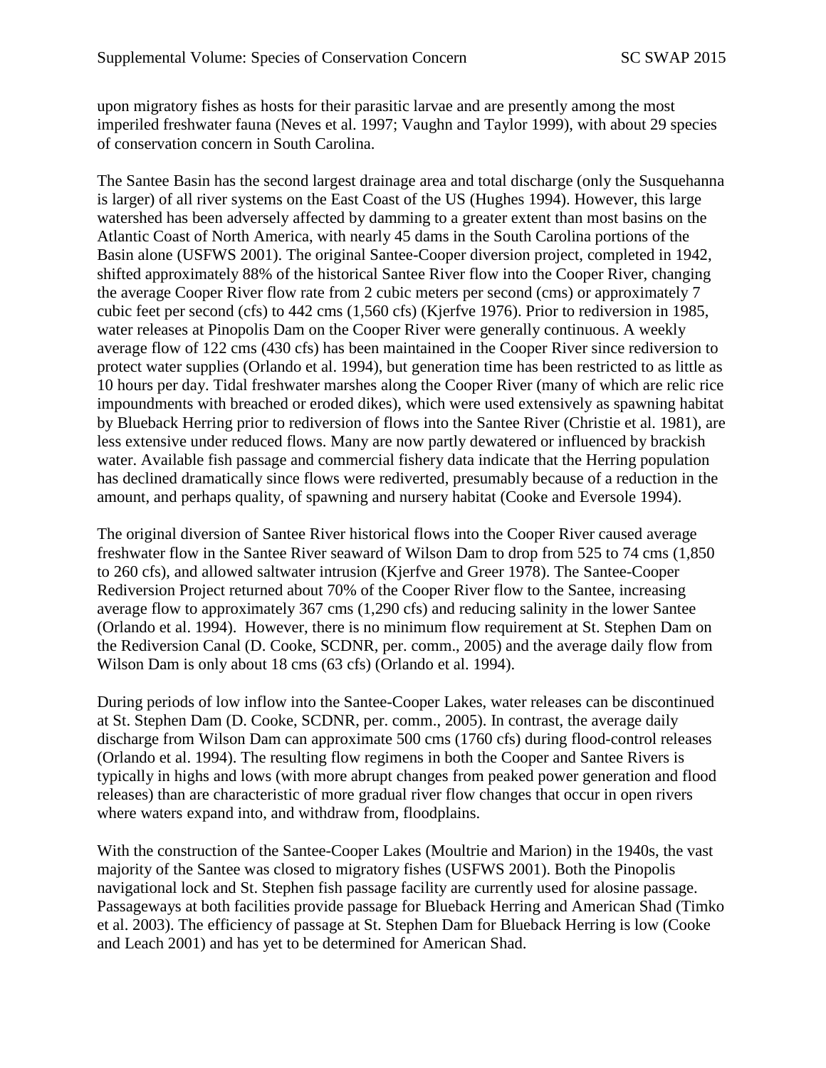upon migratory fishes as hosts for their parasitic larvae and are presently among the most imperiled freshwater fauna (Neves et al. 1997; Vaughn and Taylor 1999), with about 29 species of conservation concern in South Carolina.

The Santee Basin has the second largest drainage area and total discharge (only the Susquehanna is larger) of all river systems on the East Coast of the US (Hughes 1994). However, this large watershed has been adversely affected by damming to a greater extent than most basins on the Atlantic Coast of North America, with nearly 45 dams in the South Carolina portions of the Basin alone (USFWS 2001). The original Santee-Cooper diversion project, completed in 1942, shifted approximately 88% of the historical Santee River flow into the Cooper River, changing the average Cooper River flow rate from 2 cubic meters per second (cms) or approximately 7 cubic feet per second (cfs) to 442 cms (1,560 cfs) (Kjerfve 1976). Prior to rediversion in 1985, water releases at Pinopolis Dam on the Cooper River were generally continuous. A weekly average flow of 122 cms (430 cfs) has been maintained in the Cooper River since rediversion to protect water supplies (Orlando et al. 1994), but generation time has been restricted to as little as 10 hours per day. Tidal freshwater marshes along the Cooper River (many of which are relic rice impoundments with breached or eroded dikes), which were used extensively as spawning habitat by Blueback Herring prior to rediversion of flows into the Santee River (Christie et al. 1981), are less extensive under reduced flows. Many are now partly dewatered or influenced by brackish water. Available fish passage and commercial fishery data indicate that the Herring population has declined dramatically since flows were rediverted, presumably because of a reduction in the amount, and perhaps quality, of spawning and nursery habitat (Cooke and Eversole 1994).

The original diversion of Santee River historical flows into the Cooper River caused average freshwater flow in the Santee River seaward of Wilson Dam to drop from 525 to 74 cms (1,850 to 260 cfs), and allowed saltwater intrusion (Kjerfve and Greer 1978). The Santee-Cooper Rediversion Project returned about 70% of the Cooper River flow to the Santee, increasing average flow to approximately 367 cms (1,290 cfs) and reducing salinity in the lower Santee (Orlando et al. 1994). However, there is no minimum flow requirement at St. Stephen Dam on the Rediversion Canal (D. Cooke, SCDNR, per. comm., 2005) and the average daily flow from Wilson Dam is only about 18 cms (63 cfs) (Orlando et al. 1994).

During periods of low inflow into the Santee-Cooper Lakes, water releases can be discontinued at St. Stephen Dam (D. Cooke, SCDNR, per. comm., 2005). In contrast, the average daily discharge from Wilson Dam can approximate 500 cms (1760 cfs) during flood-control releases (Orlando et al. 1994). The resulting flow regimens in both the Cooper and Santee Rivers is typically in highs and lows (with more abrupt changes from peaked power generation and flood releases) than are characteristic of more gradual river flow changes that occur in open rivers where waters expand into, and withdraw from, floodplains.

With the construction of the Santee-Cooper Lakes (Moultrie and Marion) in the 1940s, the vast majority of the Santee was closed to migratory fishes (USFWS 2001). Both the Pinopolis navigational lock and St. Stephen fish passage facility are currently used for alosine passage. Passageways at both facilities provide passage for Blueback Herring and American Shad (Timko et al. 2003). The efficiency of passage at St. Stephen Dam for Blueback Herring is low (Cooke and Leach 2001) and has yet to be determined for American Shad.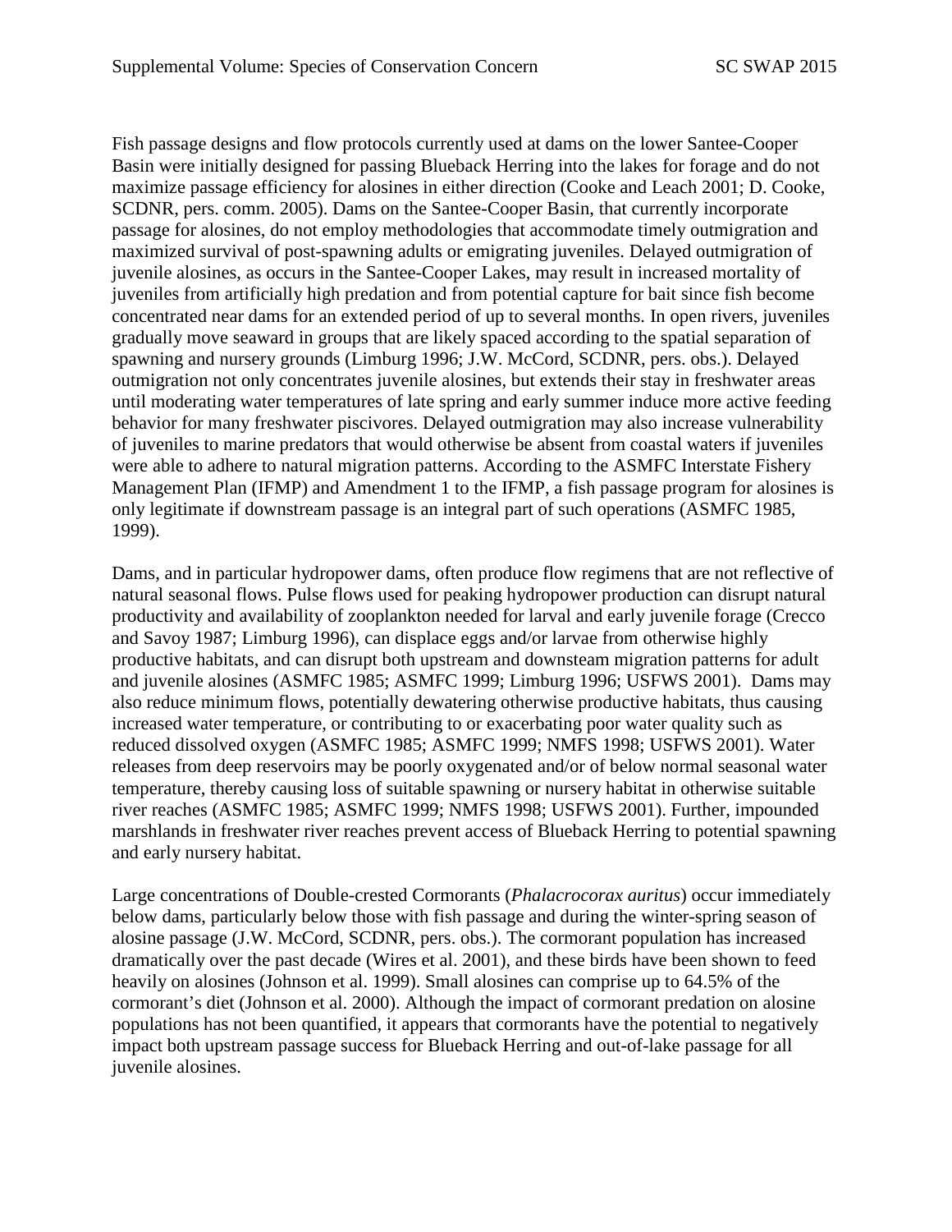Fish passage designs and flow protocols currently used at dams on the lower Santee-Cooper Basin were initially designed for passing Blueback Herring into the lakes for forage and do not maximize passage efficiency for alosines in either direction (Cooke and Leach 2001; D. Cooke, SCDNR, pers. comm. 2005). Dams on the Santee-Cooper Basin, that currently incorporate passage for alosines, do not employ methodologies that accommodate timely outmigration and maximized survival of post-spawning adults or emigrating juveniles. Delayed outmigration of juvenile alosines, as occurs in the Santee-Cooper Lakes, may result in increased mortality of juveniles from artificially high predation and from potential capture for bait since fish become concentrated near dams for an extended period of up to several months. In open rivers, juveniles gradually move seaward in groups that are likely spaced according to the spatial separation of spawning and nursery grounds (Limburg 1996; J.W. McCord, SCDNR, pers. obs.). Delayed outmigration not only concentrates juvenile alosines, but extends their stay in freshwater areas until moderating water temperatures of late spring and early summer induce more active feeding behavior for many freshwater piscivores. Delayed outmigration may also increase vulnerability of juveniles to marine predators that would otherwise be absent from coastal waters if juveniles were able to adhere to natural migration patterns. According to the ASMFC Interstate Fishery Management Plan (IFMP) and Amendment 1 to the IFMP, a fish passage program for alosines is only legitimate if downstream passage is an integral part of such operations (ASMFC 1985, 1999).

Dams, and in particular hydropower dams, often produce flow regimens that are not reflective of natural seasonal flows. Pulse flows used for peaking hydropower production can disrupt natural productivity and availability of zooplankton needed for larval and early juvenile forage (Crecco and Savoy 1987; Limburg 1996), can displace eggs and/or larvae from otherwise highly productive habitats, and can disrupt both upstream and downsteam migration patterns for adult and juvenile alosines (ASMFC 1985; ASMFC 1999; Limburg 1996; USFWS 2001). Dams may also reduce minimum flows, potentially dewatering otherwise productive habitats, thus causing increased water temperature, or contributing to or exacerbating poor water quality such as reduced dissolved oxygen (ASMFC 1985; ASMFC 1999; NMFS 1998; USFWS 2001). Water releases from deep reservoirs may be poorly oxygenated and/or of below normal seasonal water temperature, thereby causing loss of suitable spawning or nursery habitat in otherwise suitable river reaches (ASMFC 1985; ASMFC 1999; NMFS 1998; USFWS 2001). Further, impounded marshlands in freshwater river reaches prevent access of Blueback Herring to potential spawning and early nursery habitat.

Large concentrations of Double-crested Cormorants (*Phalacrocorax auritus*) occur immediately below dams, particularly below those with fish passage and during the winter-spring season of alosine passage (J.W. McCord, SCDNR, pers. obs.). The cormorant population has increased dramatically over the past decade (Wires et al. 2001), and these birds have been shown to feed heavily on alosines (Johnson et al. 1999). Small alosines can comprise up to 64.5% of the cormorant's diet (Johnson et al. 2000). Although the impact of cormorant predation on alosine populations has not been quantified, it appears that cormorants have the potential to negatively impact both upstream passage success for Blueback Herring and out-of-lake passage for all juvenile alosines.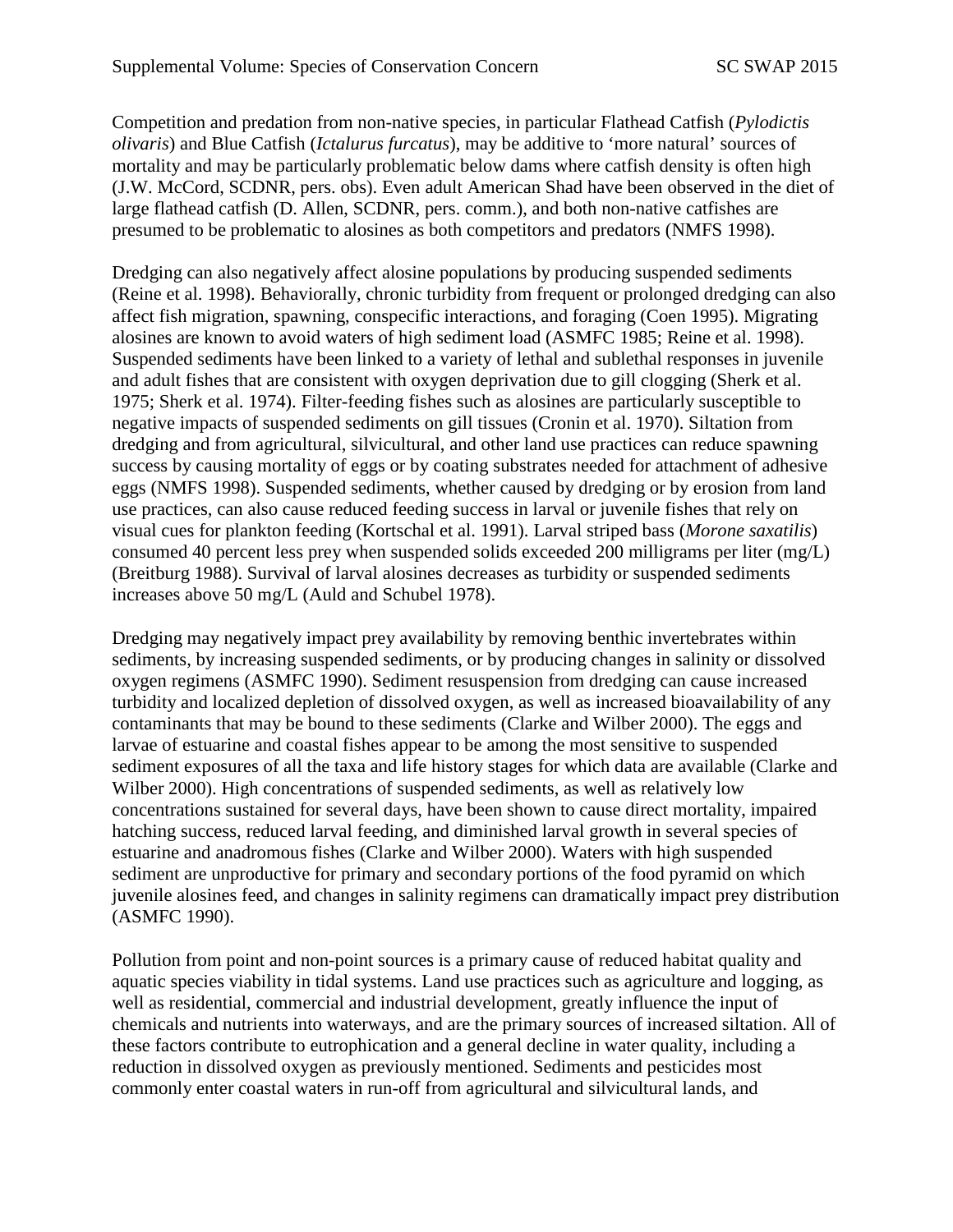Competition and predation from non-native species, in particular Flathead Catfish (*Pylodictis olivaris*) and Blue Catfish (*Ictalurus furcatus*), may be additive to 'more natural' sources of mortality and may be particularly problematic below dams where catfish density is often high (J.W. McCord, SCDNR, pers. obs). Even adult American Shad have been observed in the diet of large flathead catfish (D. Allen, SCDNR, pers. comm.), and both non-native catfishes are presumed to be problematic to alosines as both competitors and predators (NMFS 1998).

Dredging can also negatively affect alosine populations by producing suspended sediments (Reine et al. 1998). Behaviorally, chronic turbidity from frequent or prolonged dredging can also affect fish migration, spawning, conspecific interactions, and foraging (Coen 1995). Migrating alosines are known to avoid waters of high sediment load (ASMFC 1985; Reine et al. 1998). Suspended sediments have been linked to a variety of lethal and sublethal responses in juvenile and adult fishes that are consistent with oxygen deprivation due to gill clogging (Sherk et al. 1975; Sherk et al. 1974). Filter-feeding fishes such as alosines are particularly susceptible to negative impacts of suspended sediments on gill tissues (Cronin et al. 1970). Siltation from dredging and from agricultural, silvicultural, and other land use practices can reduce spawning success by causing mortality of eggs or by coating substrates needed for attachment of adhesive eggs (NMFS 1998). Suspended sediments, whether caused by dredging or by erosion from land use practices, can also cause reduced feeding success in larval or juvenile fishes that rely on visual cues for plankton feeding (Kortschal et al. 1991). Larval striped bass (*Morone saxatilis*) consumed 40 percent less prey when suspended solids exceeded 200 milligrams per liter (mg/L) (Breitburg 1988). Survival of larval alosines decreases as turbidity or suspended sediments increases above 50 mg/L (Auld and Schubel 1978).

Dredging may negatively impact prey availability by removing benthic invertebrates within sediments, by increasing suspended sediments, or by producing changes in salinity or dissolved oxygen regimens (ASMFC 1990). Sediment resuspension from dredging can cause increased turbidity and localized depletion of dissolved oxygen, as well as increased bioavailability of any contaminants that may be bound to these sediments (Clarke and Wilber 2000). The eggs and larvae of estuarine and coastal fishes appear to be among the most sensitive to suspended sediment exposures of all the taxa and life history stages for which data are available (Clarke and Wilber 2000). High concentrations of suspended sediments, as well as relatively low concentrations sustained for several days, have been shown to cause direct mortality, impaired hatching success, reduced larval feeding, and diminished larval growth in several species of estuarine and anadromous fishes (Clarke and Wilber 2000). Waters with high suspended sediment are unproductive for primary and secondary portions of the food pyramid on which juvenile alosines feed, and changes in salinity regimens can dramatically impact prey distribution (ASMFC 1990).

Pollution from point and non-point sources is a primary cause of reduced habitat quality and aquatic species viability in tidal systems. Land use practices such as agriculture and logging, as well as residential, commercial and industrial development, greatly influence the input of chemicals and nutrients into waterways, and are the primary sources of increased siltation. All of these factors contribute to eutrophication and a general decline in water quality, including a reduction in dissolved oxygen as previously mentioned. Sediments and pesticides most commonly enter coastal waters in run-off from agricultural and silvicultural lands, and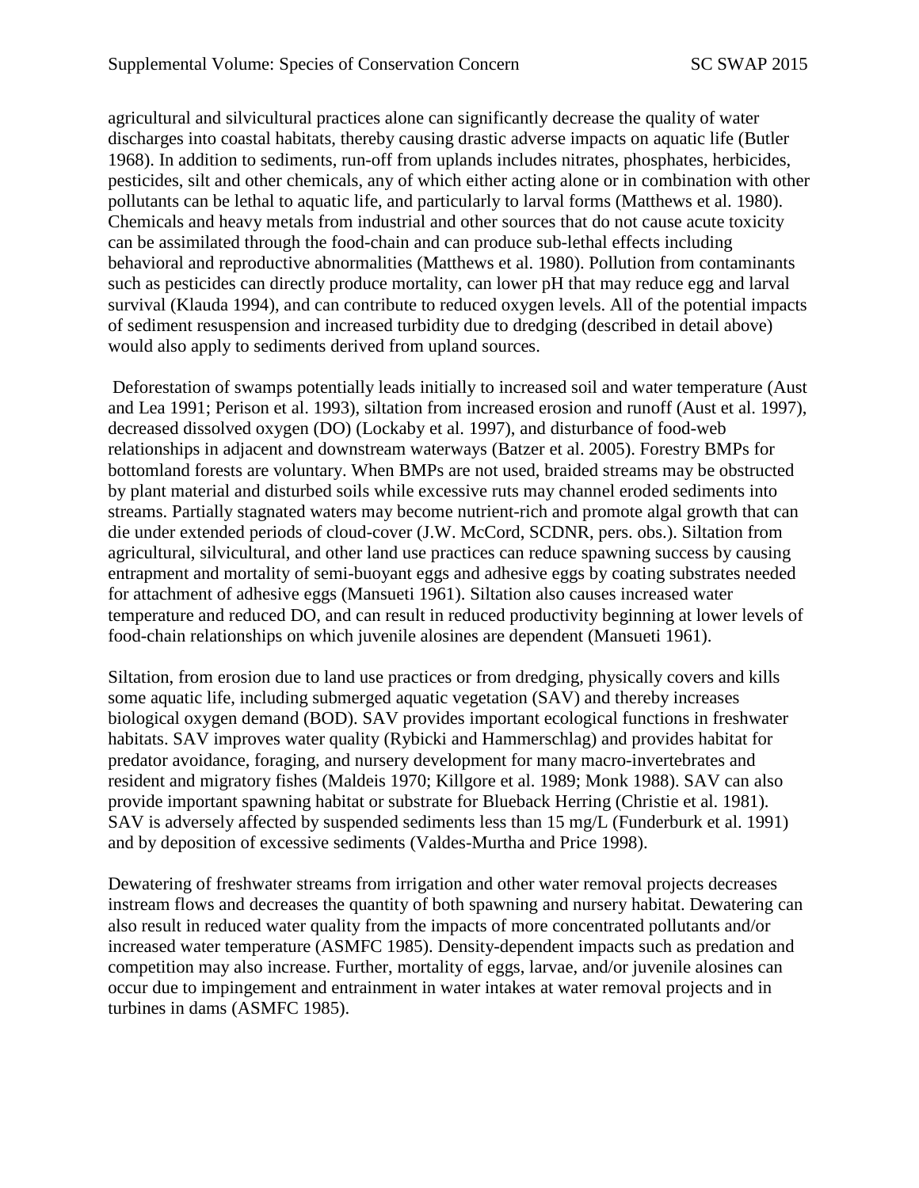agricultural and silvicultural practices alone can significantly decrease the quality of water discharges into coastal habitats, thereby causing drastic adverse impacts on aquatic life (Butler 1968). In addition to sediments, run-off from uplands includes nitrates, phosphates, herbicides, pesticides, silt and other chemicals, any of which either acting alone or in combination with other pollutants can be lethal to aquatic life, and particularly to larval forms (Matthews et al. 1980). Chemicals and heavy metals from industrial and other sources that do not cause acute toxicity can be assimilated through the food-chain and can produce sub-lethal effects including behavioral and reproductive abnormalities (Matthews et al. 1980). Pollution from contaminants such as pesticides can directly produce mortality, can lower pH that may reduce egg and larval survival (Klauda 1994), and can contribute to reduced oxygen levels. All of the potential impacts of sediment resuspension and increased turbidity due to dredging (described in detail above) would also apply to sediments derived from upland sources.

Deforestation of swamps potentially leads initially to increased soil and water temperature (Aust and Lea 1991; Perison et al. 1993), siltation from increased erosion and runoff (Aust et al. 1997), decreased dissolved oxygen (DO) (Lockaby et al. 1997), and disturbance of food-web relationships in adjacent and downstream waterways (Batzer et al. 2005). Forestry BMPs for bottomland forests are voluntary. When BMPs are not used, braided streams may be obstructed by plant material and disturbed soils while excessive ruts may channel eroded sediments into streams. Partially stagnated waters may become nutrient-rich and promote algal growth that can die under extended periods of cloud-cover (J.W. McCord, SCDNR, pers. obs.). Siltation from agricultural, silvicultural, and other land use practices can reduce spawning success by causing entrapment and mortality of semi-buoyant eggs and adhesive eggs by coating substrates needed for attachment of adhesive eggs (Mansueti 1961). Siltation also causes increased water temperature and reduced DO, and can result in reduced productivity beginning at lower levels of food-chain relationships on which juvenile alosines are dependent (Mansueti 1961).

Siltation, from erosion due to land use practices or from dredging, physically covers and kills some aquatic life, including submerged aquatic vegetation (SAV) and thereby increases biological oxygen demand (BOD). SAV provides important ecological functions in freshwater habitats. SAV improves water quality (Rybicki and Hammerschlag) and provides habitat for predator avoidance, foraging, and nursery development for many macro-invertebrates and resident and migratory fishes (Maldeis 1970; Killgore et al. 1989; Monk 1988). SAV can also provide important spawning habitat or substrate for Blueback Herring (Christie et al. 1981). SAV is adversely affected by suspended sediments less than 15 mg/L (Funderburk et al. 1991) and by deposition of excessive sediments (Valdes-Murtha and Price 1998).

Dewatering of freshwater streams from irrigation and other water removal projects decreases instream flows and decreases the quantity of both spawning and nursery habitat. Dewatering can also result in reduced water quality from the impacts of more concentrated pollutants and/or increased water temperature (ASMFC 1985). Density-dependent impacts such as predation and competition may also increase. Further, mortality of eggs, larvae, and/or juvenile alosines can occur due to impingement and entrainment in water intakes at water removal projects and in turbines in dams (ASMFC 1985).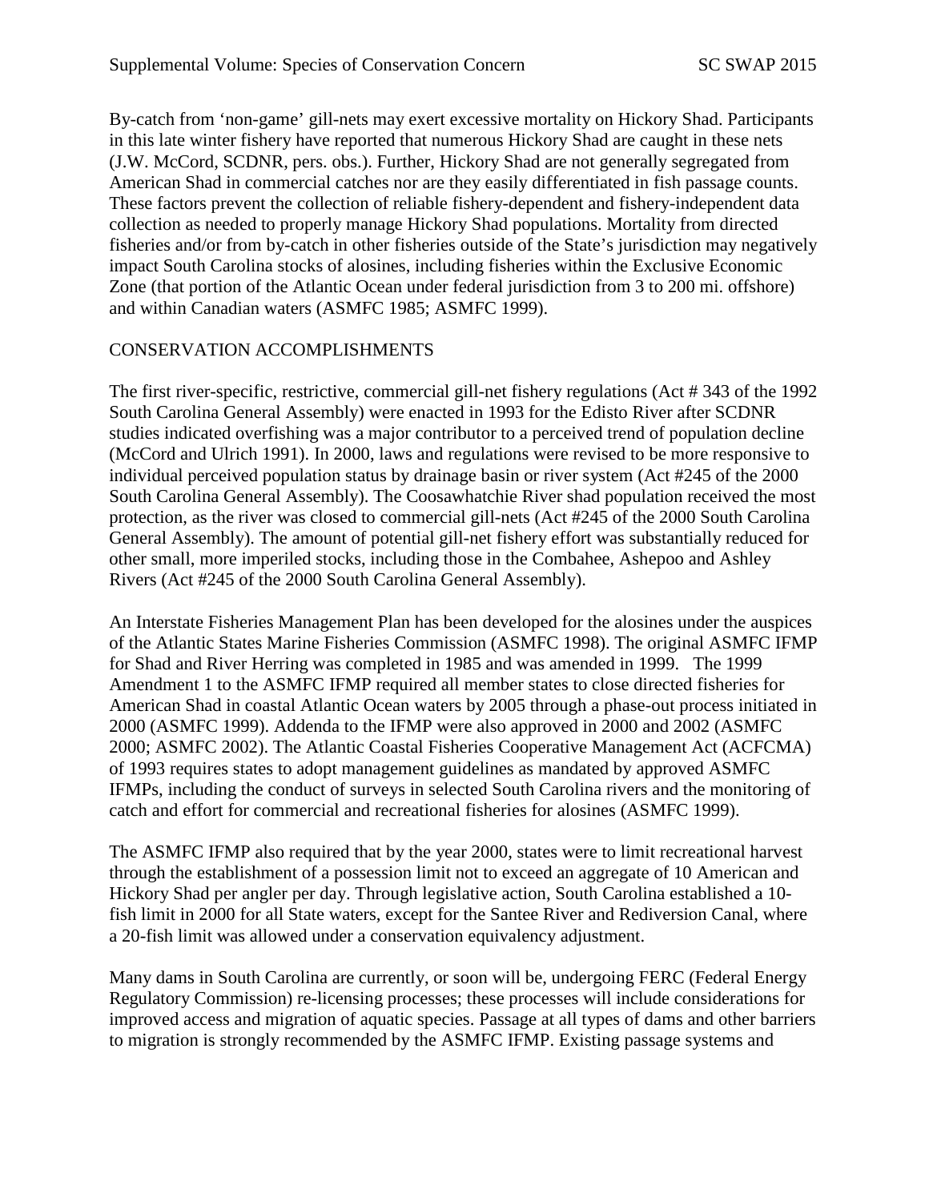By-catch from 'non-game' gill-nets may exert excessive mortality on Hickory Shad. Participants in this late winter fishery have reported that numerous Hickory Shad are caught in these nets (J.W. McCord, SCDNR, pers. obs.). Further, Hickory Shad are not generally segregated from American Shad in commercial catches nor are they easily differentiated in fish passage counts. These factors prevent the collection of reliable fishery-dependent and fishery-independent data collection as needed to properly manage Hickory Shad populations. Mortality from directed fisheries and/or from by-catch in other fisheries outside of the State's jurisdiction may negatively impact South Carolina stocks of alosines, including fisheries within the Exclusive Economic Zone (that portion of the Atlantic Ocean under federal jurisdiction from 3 to 200 mi. offshore) and within Canadian waters (ASMFC 1985; ASMFC 1999).

## CONSERVATION ACCOMPLISHMENTS

The first river-specific, restrictive, commercial gill-net fishery regulations (Act # 343 of the 1992 South Carolina General Assembly) were enacted in 1993 for the Edisto River after SCDNR studies indicated overfishing was a major contributor to a perceived trend of population decline (McCord and Ulrich 1991). In 2000, laws and regulations were revised to be more responsive to individual perceived population status by drainage basin or river system (Act #245 of the 2000 South Carolina General Assembly). The Coosawhatchie River shad population received the most protection, as the river was closed to commercial gill-nets (Act #245 of the 2000 South Carolina General Assembly). The amount of potential gill-net fishery effort was substantially reduced for other small, more imperiled stocks, including those in the Combahee, Ashepoo and Ashley Rivers (Act #245 of the 2000 South Carolina General Assembly).

An Interstate Fisheries Management Plan has been developed for the alosines under the auspices of the Atlantic States Marine Fisheries Commission (ASMFC 1998). The original ASMFC IFMP for Shad and River Herring was completed in 1985 and was amended in 1999. The 1999 Amendment 1 to the ASMFC IFMP required all member states to close directed fisheries for American Shad in coastal Atlantic Ocean waters by 2005 through a phase-out process initiated in 2000 (ASMFC 1999). Addenda to the IFMP were also approved in 2000 and 2002 (ASMFC 2000; ASMFC 2002). The Atlantic Coastal Fisheries Cooperative Management Act (ACFCMA) of 1993 requires states to adopt management guidelines as mandated by approved ASMFC IFMPs, including the conduct of surveys in selected South Carolina rivers and the monitoring of catch and effort for commercial and recreational fisheries for alosines (ASMFC 1999).

The ASMFC IFMP also required that by the year 2000, states were to limit recreational harvest through the establishment of a possession limit not to exceed an aggregate of 10 American and Hickory Shad per angler per day. Through legislative action, South Carolina established a 10-fish limit in 2000 for all State waters, except for the Santee River and Rediversion Canal, where a 20-fish limit was allowed under a conservation equivalency adjustment.

Many dams in South Carolina are currently, or soon will be, undergoing FERC (Federal Energy Regulatory Commission) re-licensing processes; these processes will include considerations for improved access and migration of aquatic species. Passage at all types of dams and other barriers to migration is strongly recommended by the ASMFC IFMP. Existing passage systems and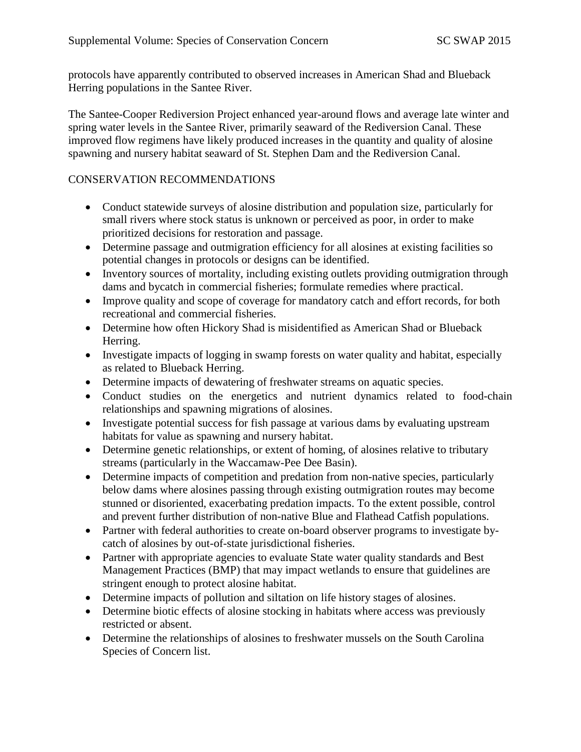protocols have apparently contributed to observed increases in American Shad and Blueback Herring populations in the Santee River.

The Santee-Cooper Rediversion Project enhanced year-around flows and average late winter and spring water levels in the Santee River, primarily seaward of the Rediversion Canal. These improved flow regimens have likely produced increases in the quantity and quality of alosine spawning and nursery habitat seaward of St. Stephen Dam and the Rediversion Canal.

## CONSERVATION RECOMMENDATIONS

- Conduct statewide surveys of alosine distribution and population size, particularly for small rivers where stock status is unknown or perceived as poor, in order to make prioritized decisions for restoration and passage.
- Determine passage and outmigration efficiency for all alosines at existing facilities so potential changes in protocols or designs can be identified.
- Inventory sources of mortality, including existing outlets providing outmigration through dams and bycatch in commercial fisheries; formulate remedies where practical.
- Improve quality and scope of coverage for mandatory catch and effort records, for both recreational and commercial fisheries.
- Determine how often Hickory Shad is misidentified as American Shad or Blueback Herring.
- Investigate impacts of logging in swamp forests on water quality and habitat, especially as related to Blueback Herring.
- Determine impacts of dewatering of freshwater streams on aquatic species.
- Conduct studies on the energetics and nutrient dynamics related to food-chain relationships and spawning migrations of alosines.
- Investigate potential success for fish passage at various dams by evaluating upstream habitats for value as spawning and nursery habitat.
- Determine genetic relationships, or extent of homing, of alosines relative to tributary streams (particularly in the Waccamaw-Pee Dee Basin).
- Determine impacts of competition and predation from non-native species, particularly below dams where alosines passing through existing outmigration routes may become stunned or disoriented, exacerbating predation impacts. To the extent possible, control and prevent further distribution of non-native Blue and Flathead Catfish populations.
- Partner with federal authorities to create on-board observer programs to investigate by-catch of alosines by out-of-state jurisdictional fisheries.
- Partner with appropriate agencies to evaluate State water quality standards and Best Management Practices (BMP) that may impact wetlands to ensure that guidelines are stringent enough to protect alosine habitat.
- Determine impacts of pollution and siltation on life history stages of alosines.
- Determine biotic effects of alosine stocking in habitats where access was previously restricted or absent.
- Determine the relationships of alosines to freshwater mussels on the South Carolina Species of Concern list.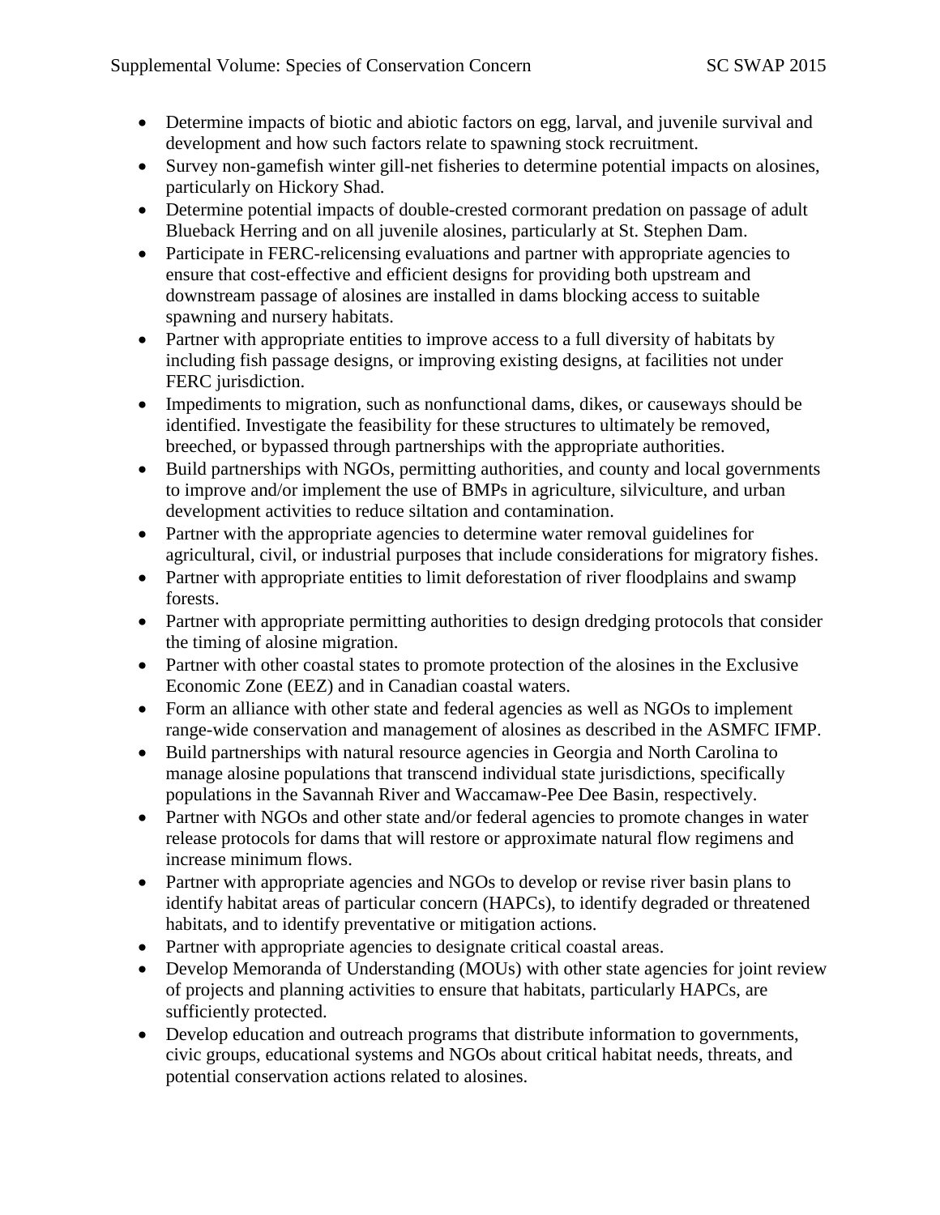- Determine impacts of biotic and abiotic factors on egg, larval, and juvenile survival and development and how such factors relate to spawning stock recruitment.
- Survey non-gamefish winter gill-net fisheries to determine potential impacts on alosines, particularly on Hickory Shad.
- Determine potential impacts of double-crested cormorant predation on passage of adult Blueback Herring and on all juvenile alosines, particularly at St. Stephen Dam.
- Participate in FERC-relicensing evaluations and partner with appropriate agencies to ensure that cost-effective and efficient designs for providing both upstream and downstream passage of alosines are installed in dams blocking access to suitable spawning and nursery habitats.
- Partner with appropriate entities to improve access to a full diversity of habitats by including fish passage designs, or improving existing designs, at facilities not under FERC jurisdiction.
- Impediments to migration, such as nonfunctional dams, dikes, or causeways should be identified. Investigate the feasibility for these structures to ultimately be removed, breeched, or bypassed through partnerships with the appropriate authorities.
- Build partnerships with NGOs, permitting authorities, and county and local governments to improve and/or implement the use of BMPs in agriculture, silviculture, and urban development activities to reduce siltation and contamination.
- Partner with the appropriate agencies to determine water removal guidelines for agricultural, civil, or industrial purposes that include considerations for migratory fishes.
- Partner with appropriate entities to limit deforestation of river floodplains and swamp forests.
- Partner with appropriate permitting authorities to design dredging protocols that consider the timing of alosine migration.
- Partner with other coastal states to promote protection of the alosines in the Exclusive Economic Zone (EEZ) and in Canadian coastal waters.
- Form an alliance with other state and federal agencies as well as NGOs to implement range-wide conservation and management of alosines as described in the ASMFC IFMP.
- Build partnerships with natural resource agencies in Georgia and North Carolina to manage alosine populations that transcend individual state jurisdictions, specifically populations in the Savannah River and Waccamaw-Pee Dee Basin, respectively.
- Partner with NGOs and other state and/or federal agencies to promote changes in water release protocols for dams that will restore or approximate natural flow regimens and increase minimum flows.
- Partner with appropriate agencies and NGOs to develop or revise river basin plans to identify habitat areas of particular concern (HAPCs), to identify degraded or threatened habitats, and to identify preventative or mitigation actions.
- Partner with appropriate agencies to designate critical coastal areas.
- Develop Memoranda of Understanding (MOUs) with other state agencies for joint review of projects and planning activities to ensure that habitats, particularly HAPCs, are sufficiently protected.
- Develop education and outreach programs that distribute information to governments, civic groups, educational systems and NGOs about critical habitat needs, threats, and potential conservation actions related to alosines.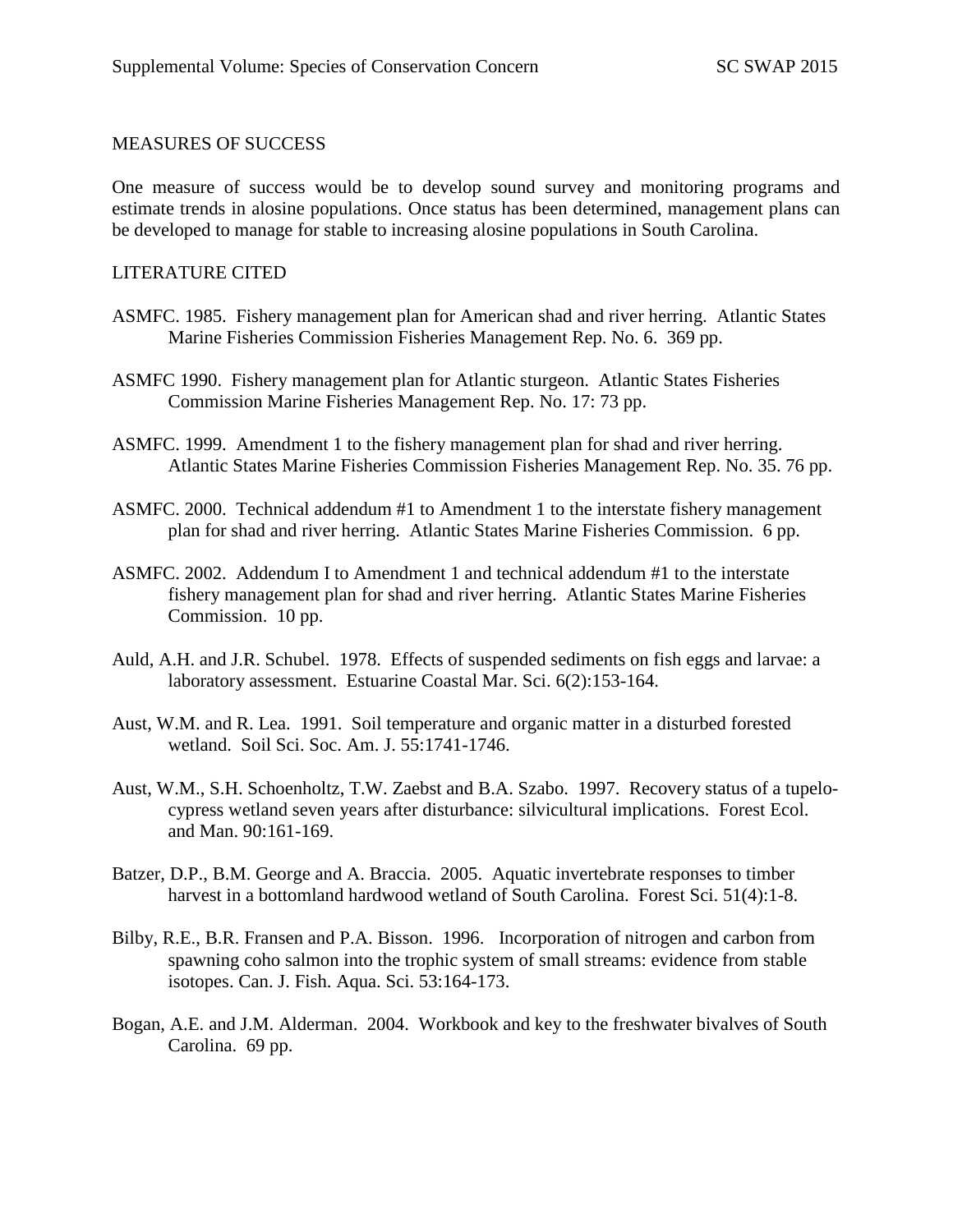## MEASURES OF SUCCESS

One measure of success would be to develop sound survey and monitoring programs and estimate trends in alosine populations. Once status has been determined, management plans can be developed to manage for stable to increasing alosine populations in South Carolina.

## LITERATURE CITED

ASMFC. 1985. Fishery management plan for American shad and river herring. Atlantic States Marine Fisheries Commission Fisheries Management Rep. No. 6. 369 pp.

ASMFC 1990. Fishery management plan for Atlantic sturgeon. Atlantic States Fisheries Commission Marine Fisheries Management Rep. No. 17: 73 pp.

ASMFC. 1999. Amendment 1 to the fishery management plan for shad and river herring. Atlantic States Marine Fisheries Commission Fisheries Management Rep. No. 35. 76 pp.

ASMFC. 2000. Technical addendum #1 to Amendment 1 to the interstate fishery management plan for shad and river herring. Atlantic States Marine Fisheries Commission. 6 pp.

ASMFC. 2002. Addendum I to Amendment 1 and technical addendum #1 to the interstate fishery management plan for shad and river herring. Atlantic States Marine Fisheries Commission. 10 pp.

Auld, A.H. and J.R. Schubel. 1978. Effects of suspended sediments on fish eggs and larvae: a laboratory assessment. Estuarine Coastal Mar. Sci. 6(2):153-164.

Aust, W.M. and R. Lea. 1991. Soil temperature and organic matter in a disturbed forested wetland. Soil Sci. Soc. Am. J. 55:1741-1746.

Aust, W.M., S.H. Schoenholtz, T.W. Zaebst and B.A. Szabo. 1997. Recovery status of a tupelo-cypress wetland seven years after disturbance: silvicultural implications. Forest Ecol. and Man. 90:161-169.

Batzer, D.P., B.M. George and A. Braccia. 2005. Aquatic invertebrate responses to timber harvest in a bottomland hardwood wetland of South Carolina. Forest Sci. 51(4):1-8.

Bilby, R.E., B.R. Fransen and P.A. Bisson. 1996. Incorporation of nitrogen and carbon from spawning coho salmon into the trophic system of small streams: evidence from stable isotopes. Can. J. Fish. Aqua. Sci. 53:164-173.

Bogan, A.E. and J.M. Alderman. 2004. Workbook and key to the freshwater bivalves of South Carolina. 69 pp.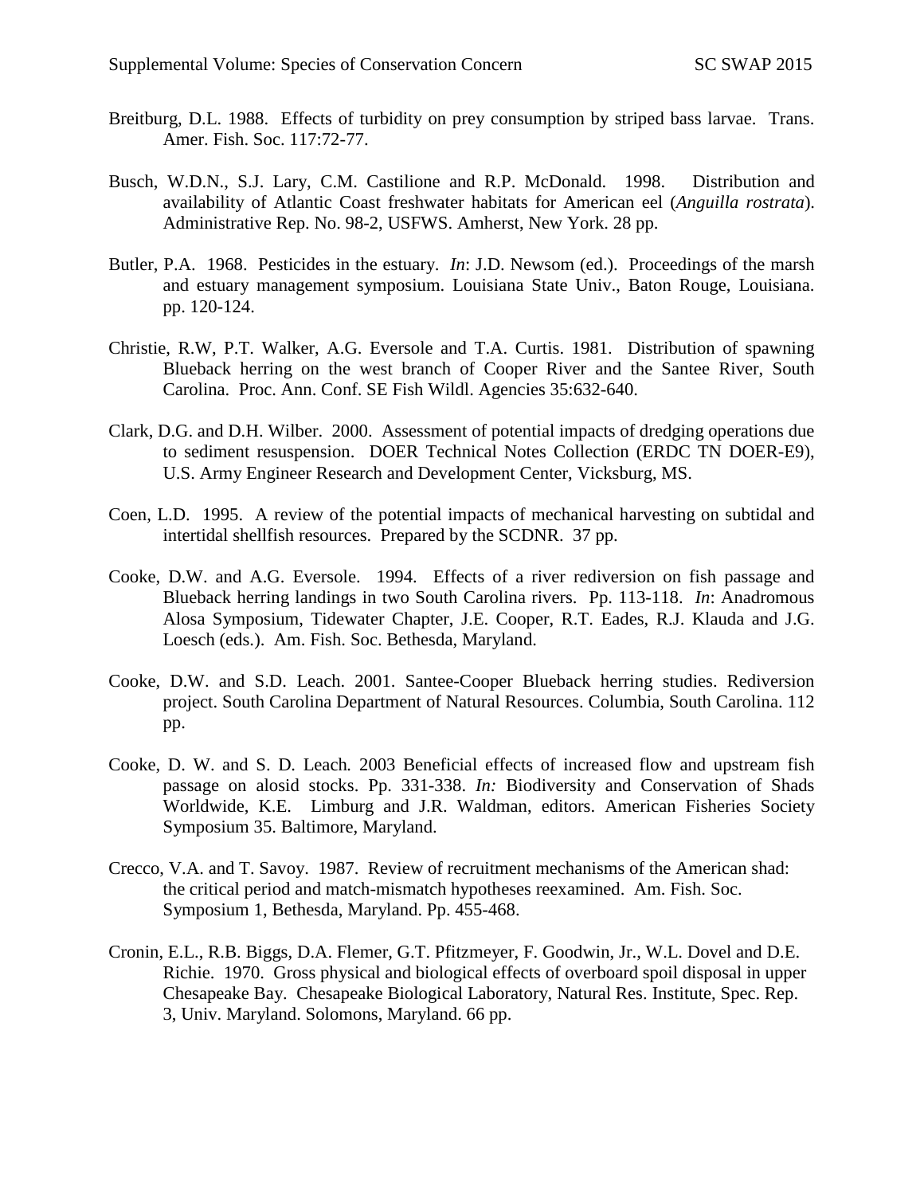Breitburg, D.L. 1988. Effects of turbidity on prey consumption by striped bass larvae. Trans. Amer. Fish. Soc. 117:72-77.

Busch, W.D.N., S.J. Lary, C.M. Castilione and R.P. McDonald. 1998. Distribution and availability of Atlantic Coast freshwater habitats for American eel (*Anguilla rostrata*). Administrative Rep. No. 98-2, USFWS. Amherst, New York. 28 pp.

Butler, P.A. 1968. Pesticides in the estuary. *In*: J.D. Newsom (ed.). Proceedings of the marsh and estuary management symposium. Louisiana State Univ., Baton Rouge, Louisiana. pp. 120-124.

Christie, R.W, P.T. Walker, A.G. Eversole and T.A. Curtis. 1981. Distribution of spawning Blueback herring on the west branch of Cooper River and the Santee River, South Carolina. Proc. Ann. Conf. SE Fish Wildl. Agencies 35:632-640.

Clark, D.G. and D.H. Wilber. 2000. Assessment of potential impacts of dredging operations due to sediment resuspension. DOER Technical Notes Collection (ERDC TN DOER-E9), U.S. Army Engineer Research and Development Center, Vicksburg, MS.

Coen, L.D. 1995. A review of the potential impacts of mechanical harvesting on subtidal and intertidal shellfish resources. Prepared by the SCDNR. 37 pp.

Cooke, D.W. and A.G. Eversole. 1994. Effects of a river rediversion on fish passage and Blueback herring landings in two South Carolina rivers. Pp. 113-118. *In*: Anadromous Alosa Symposium, Tidewater Chapter, J.E. Cooper, R.T. Eades, R.J. Klauda and J.G. Loesch (eds.). Am. Fish. Soc. Bethesda, Maryland.

Cooke, D.W. and S.D. Leach. 2001. Santee-Cooper Blueback herring studies. Rediversion project. South Carolina Department of Natural Resources. Columbia, South Carolina. 112 pp.

Cooke, D. W. and S. D. Leach. 2003 Beneficial effects of increased flow and upstream fish passage on alosid stocks. Pp. 331-338. *In:* Biodiversity and Conservation of Shads Worldwide, K.E. Limburg and J.R. Waldman, editors. American Fisheries Society Symposium 35. Baltimore, Maryland.

Crecco, V.A. and T. Savoy. 1987. Review of recruitment mechanisms of the American shad: the critical period and match-mismatch hypotheses reexamined. Am. Fish. Soc. Symposium 1, Bethesda, Maryland. Pp. 455-468.

Cronin, E.L., R.B. Biggs, D.A. Flemer, G.T. Pfitzmeyer, F. Goodwin, Jr., W.L. Dovel and D.E. Richie. 1970. Gross physical and biological effects of overboard spoil disposal in upper Chesapeake Bay. Chesapeake Biological Laboratory, Natural Res. Institute, Spec. Rep. 3, Univ. Maryland. Solomons, Maryland. 66 pp.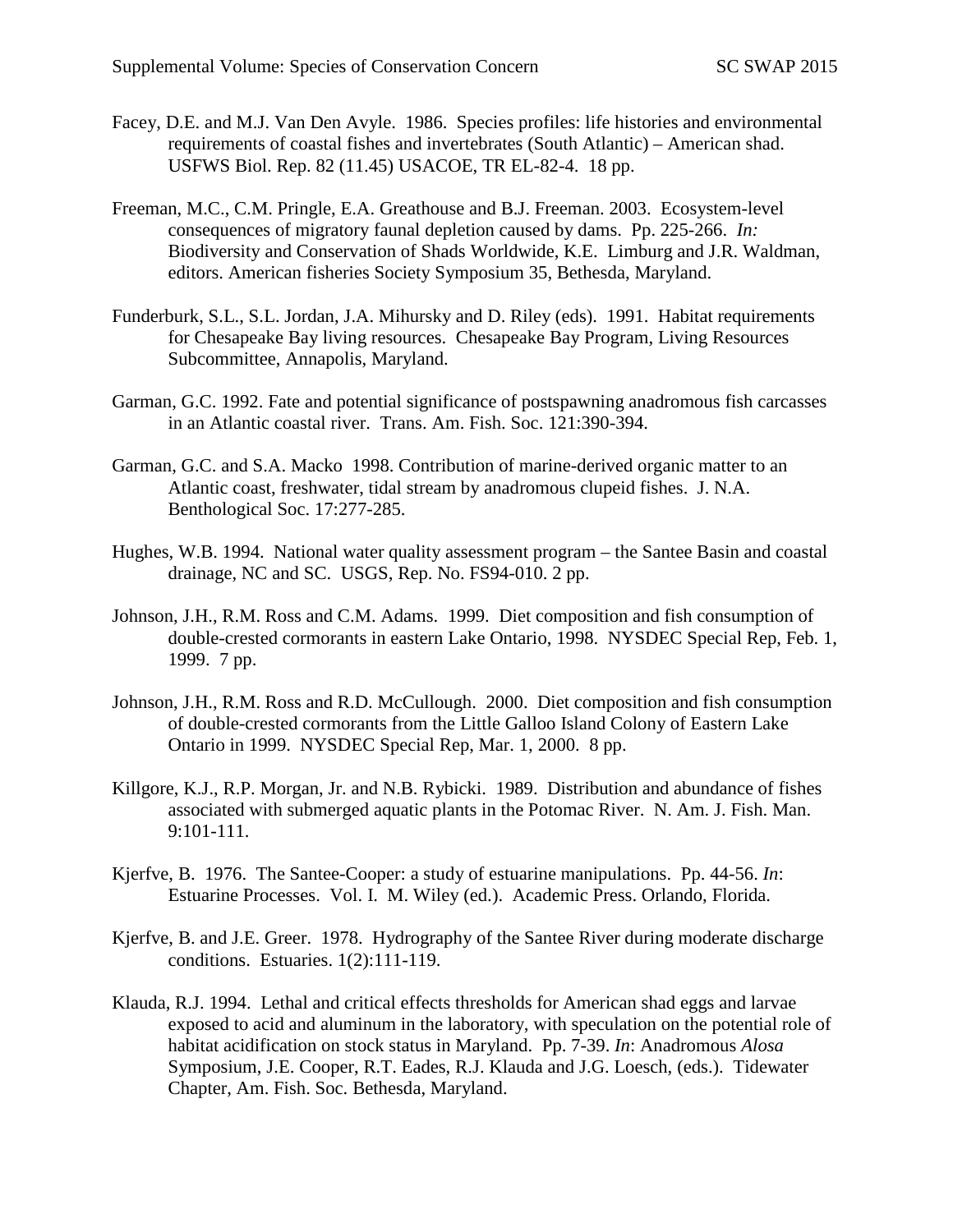Facey, D.E. and M.J. Van Den Avyle. 1986. Species profiles: life histories and environmental requirements of coastal fishes and invertebrates (South Atlantic) – American shad. USFWS Biol. Rep. 82 (11.45) USACOE, TR EL-82-4. 18 pp.

Freeman, M.C., C.M. Pringle, E.A. Greathouse and B.J. Freeman. 2003. Ecosystem-level consequences of migratory faunal depletion caused by dams. Pp. 225-266. *In:* Biodiversity and Conservation of Shads Worldwide, K.E. Limburg and J.R. Waldman, editors. American fisheries Society Symposium 35, Bethesda, Maryland.

Funderburk, S.L., S.L. Jordan, J.A. Mihursky and D. Riley (eds). 1991. Habitat requirements for Chesapeake Bay living resources. Chesapeake Bay Program, Living Resources Subcommittee, Annapolis, Maryland.

Garman, G.C. 1992. Fate and potential significance of postspawning anadromous fish carcasses in an Atlantic coastal river. Trans. Am. Fish. Soc. 121:390-394.

Garman, G.C. and S.A. Macko 1998. Contribution of marine-derived organic matter to an Atlantic coast, freshwater, tidal stream by anadromous clupeid fishes. J. N.A. Benthological Soc. 17:277-285.

Hughes, W.B. 1994. National water quality assessment program – the Santee Basin and coastal drainage, NC and SC. USGS, Rep. No. FS94-010. 2 pp.

Johnson, J.H., R.M. Ross and C.M. Adams. 1999. Diet composition and fish consumption of double-crested cormorants in eastern Lake Ontario, 1998. NYSDEC Special Rep, Feb. 1, 1999. 7 pp.

Johnson, J.H., R.M. Ross and R.D. McCullough. 2000. Diet composition and fish consumption of double-crested cormorants from the Little Galloo Island Colony of Eastern Lake Ontario in 1999. NYSDEC Special Rep, Mar. 1, 2000. 8 pp.

Killgore, K.J., R.P. Morgan, Jr. and N.B. Rybicki. 1989. Distribution and abundance of fishes associated with submerged aquatic plants in the Potomac River. N. Am. J. Fish. Man. 9:101-111.

Kjerfve, B. 1976. The Santee-Cooper: a study of estuarine manipulations. Pp. 44-56. *In*: Estuarine Processes. Vol. I. M. Wiley (ed.). Academic Press. Orlando, Florida.

Kjerfve, B. and J.E. Greer. 1978. Hydrography of the Santee River during moderate discharge conditions. Estuaries. 1(2):111-119.

Klauda, R.J. 1994. Lethal and critical effects thresholds for American shad eggs and larvae exposed to acid and aluminum in the laboratory, with speculation on the potential role of habitat acidification on stock status in Maryland. Pp. 7-39. *In*: Anadromous *Alosa* Symposium, J.E. Cooper, R.T. Eades, R.J. Klauda and J.G. Loesch, (eds.). Tidewater Chapter, Am. Fish. Soc. Bethesda, Maryland.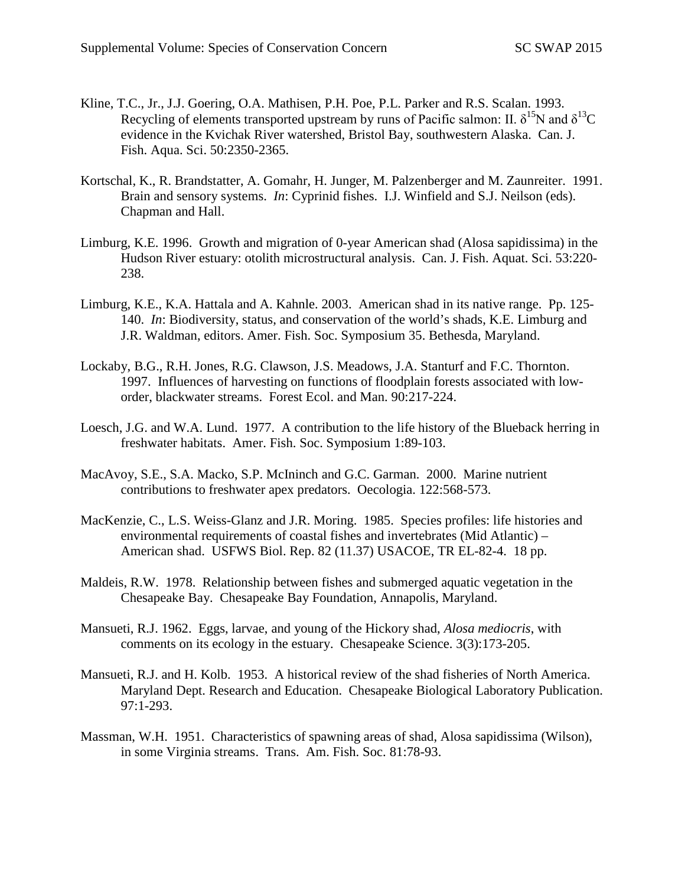Kline, T.C., Jr., J.J. Goering, O.A. Mathisen, P.H. Poe, P.L. Parker and R.S. Scalan. 1993. Recycling of elements transported upstream by runs of Pacific salmon: II. $\delta^{15}N$ and $\delta^{13}C$ evidence in the Kvichak River watershed, Bristol Bay, southwestern Alaska. Can. J. Fish. Aqua. Sci. 50:2350-2365.

Kortschal, K., R. Brandstatter, A. Gomahr, H. Junger, M. Palzenberger and M. Zaunreiter. 1991. Brain and sensory systems. *In*: Cyprinid fishes. I.J. Winfield and S.J. Neilson (eds). Chapman and Hall.

Limburg, K.E. 1996. Growth and migration of 0-year American shad (Alosa sapidissima) in the Hudson River estuary: otolith microstructural analysis. Can. J. Fish. Aquat. Sci. 53:220-238.

Limburg, K.E., K.A. Hattala and A. Kahnle. 2003. American shad in its native range. Pp. 125-140. *In*: Biodiversity, status, and conservation of the world's shads, K.E. Limburg and J.R. Waldman, editors. Amer. Fish. Soc. Symposium 35. Bethesda, Maryland.

Lockaby, B.G., R.H. Jones, R.G. Clawson, J.S. Meadows, J.A. Stanturf and F.C. Thornton. 1997. Influences of harvesting on functions of floodplain forests associated with low-order, blackwater streams. Forest Ecol. and Man. 90:217-224.

Loesch, J.G. and W.A. Lund. 1977. A contribution to the life history of the Blueback herring in freshwater habitats. Amer. Fish. Soc. Symposium 1:89-103.

MacAvoy, S.E., S.A. Macko, S.P. McIninch and G.C. Garman. 2000. Marine nutrient contributions to freshwater apex predators. Oecologia. 122:568-573.

MacKenzie, C., L.S. Weiss-Glanz and J.R. Moring. 1985. Species profiles: life histories and environmental requirements of coastal fishes and invertebrates (Mid Atlantic) – American shad. USFWS Biol. Rep. 82 (11.37) USACOE, TR EL-82-4. 18 pp.

Maldeis, R.W. 1978. Relationship between fishes and submerged aquatic vegetation in the Chesapeake Bay. Chesapeake Bay Foundation, Annapolis, Maryland.

Mansueti, R.J. 1962. Eggs, larvae, and young of the Hickory shad, *Alosa mediocris*, with comments on its ecology in the estuary. Chesapeake Science. 3(3):173-205.

Mansueti, R.J. and H. Kolb. 1953. A historical review of the shad fisheries of North America. Maryland Dept. Research and Education. Chesapeake Biological Laboratory Publication. 97:1-293.

Massman, W.H. 1951. Characteristics of spawning areas of shad, Alosa sapidissima (Wilson), in some Virginia streams. Trans. Am. Fish. Soc. 81:78-93.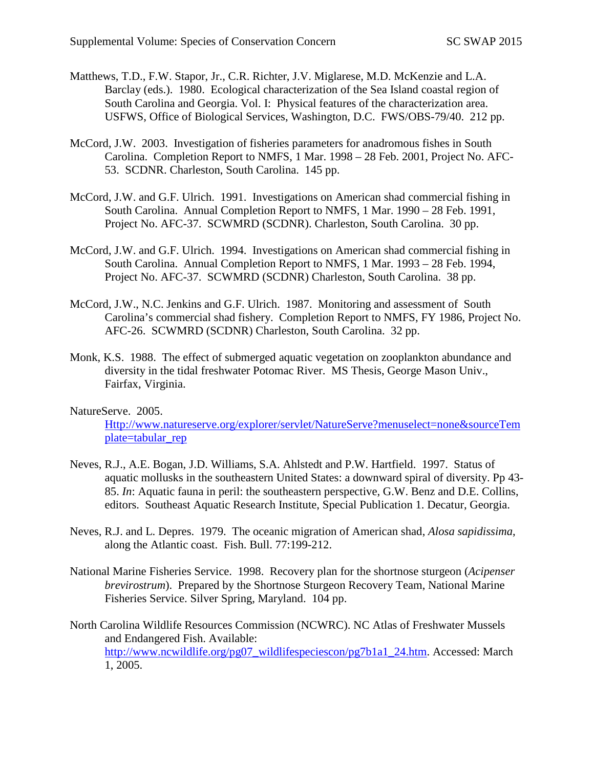Matthews, T.D., F.W. Stapor, Jr., C.R. Richter, J.V. Miglarese, M.D. McKenzie and L.A. Barclay (eds.). 1980. Ecological characterization of the Sea Island coastal region of South Carolina and Georgia. Vol. I: Physical features of the characterization area. USFWS, Office of Biological Services, Washington, D.C. FWS/OBS-79/40. 212 pp.

McCord, J.W. 2003. Investigation of fisheries parameters for anadromous fishes in South Carolina. Completion Report to NMFS, 1 Mar. 1998 – 28 Feb. 2001, Project No. AFC-53. SCDNR. Charleston, South Carolina. 145 pp.

McCord, J.W. and G.F. Ulrich. 1991. Investigations on American shad commercial fishing in South Carolina. Annual Completion Report to NMFS, 1 Mar. 1990 – 28 Feb. 1991, Project No. AFC-37. SCWMRD (SCDNR). Charleston, South Carolina. 30 pp.

McCord, J.W. and G.F. Ulrich. 1994. Investigations on American shad commercial fishing in South Carolina. Annual Completion Report to NMFS, 1 Mar. 1993 – 28 Feb. 1994, Project No. AFC-37. SCWMRD (SCDNR) Charleston, South Carolina. 38 pp.

McCord, J.W., N.C. Jenkins and G.F. Ulrich. 1987. Monitoring and assessment of South Carolina's commercial shad fishery. Completion Report to NMFS, FY 1986, Project No. AFC-26. SCWMRD (SCDNR) Charleston, South Carolina. 32 pp.

Monk, K.S. 1988. The effect of submerged aquatic vegetation on zooplankton abundance and diversity in the tidal freshwater Potomac River. MS Thesis, George Mason Univ., Fairfax, Virginia.

NatureServe. 2005. Http://www.natureserve.org/explorer/servlet/NatureServe?menuselect=none&sourceTemplate=tabular_rep

Neves, R.J., A.E. Bogan, J.D. Williams, S.A. Ahlstedt and P.W. Hartfield. 1997. Status of aquatic mollusks in the southeastern United States: a downward spiral of diversity. Pp 43-85. *In*: Aquatic fauna in peril: the southeastern perspective, G.W. Benz and D.E. Collins, editors. Southeast Aquatic Research Institute, Special Publication 1. Decatur, Georgia.

Neves, R.J. and L. Depres. 1979. The oceanic migration of American shad, *Alosa sapidissima*, along the Atlantic coast. Fish. Bull. 77:199-212.

National Marine Fisheries Service. 1998. Recovery plan for the shortnose sturgeon (*Acipenser brevirostrum*). Prepared by the Shortnose Sturgeon Recovery Team, National Marine Fisheries Service. Silver Spring, Maryland. 104 pp.

North Carolina Wildlife Resources Commission (NCWRC). NC Atlas of Freshwater Mussels and Endangered Fish. Available: http://www.ncwildlife.org/pg07_wildlifespeciescon/pg7b1a1_24.htm. Accessed: March 1, 2005.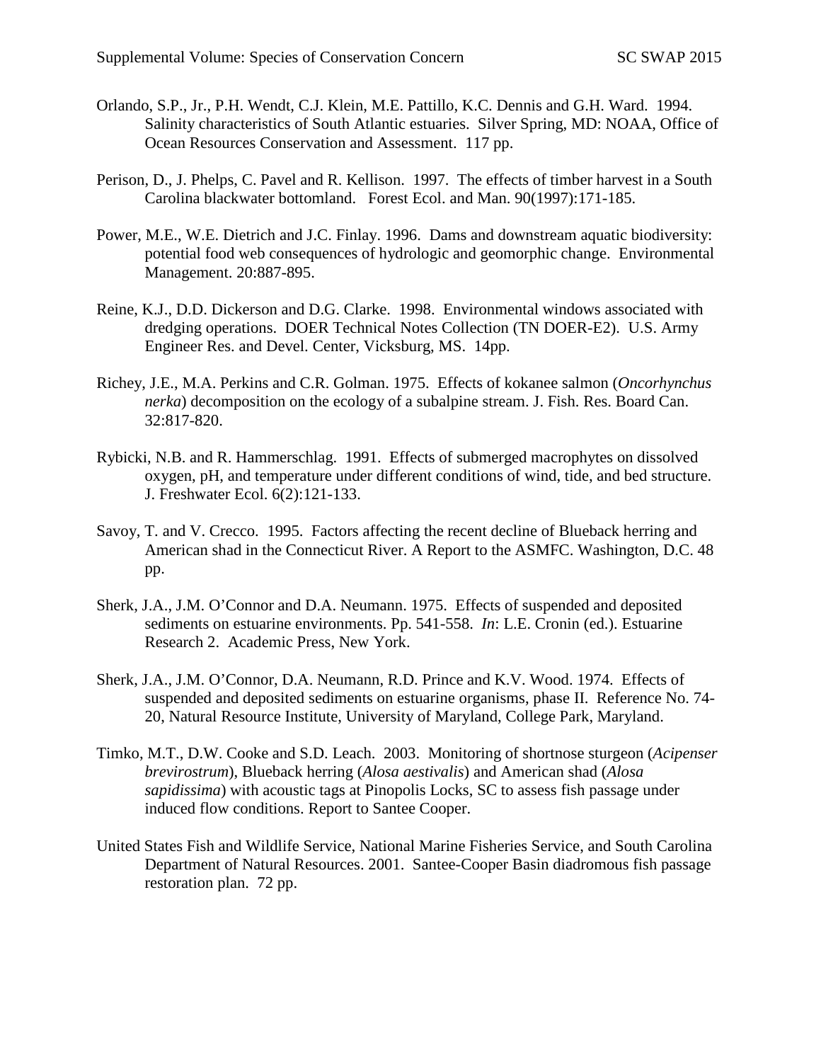Orlando, S.P., Jr., P.H. Wendt, C.J. Klein, M.E. Pattillo, K.C. Dennis and G.H. Ward. 1994. Salinity characteristics of South Atlantic estuaries. Silver Spring, MD: NOAA, Office of Ocean Resources Conservation and Assessment. 117 pp.

Perison, D., J. Phelps, C. Pavel and R. Kellison. 1997. The effects of timber harvest in a South Carolina blackwater bottomland. Forest Ecol. and Man. 90(1997):171-185.

Power, M.E., W.E. Dietrich and J.C. Finlay. 1996. Dams and downstream aquatic biodiversity: potential food web consequences of hydrologic and geomorphic change. Environmental Management. 20:887-895.

Reine, K.J., D.D. Dickerson and D.G. Clarke. 1998. Environmental windows associated with dredging operations. DOER Technical Notes Collection (TN DOER-E2). U.S. Army Engineer Res. and Devel. Center, Vicksburg, MS. 14pp.

Richey, J.E., M.A. Perkins and C.R. Golman. 1975. Effects of kokanee salmon (*Oncorhynchus nerka*) decomposition on the ecology of a subalpine stream. J. Fish. Res. Board Can. 32:817-820.

Rybicki, N.B. and R. Hammerschlag. 1991. Effects of submerged macrophytes on dissolved oxygen, pH, and temperature under different conditions of wind, tide, and bed structure. J. Freshwater Ecol. 6(2):121-133.

Savoy, T. and V. Crecco. 1995. Factors affecting the recent decline of Blueback herring and American shad in the Connecticut River. A Report to the ASMFC. Washington, D.C. 48 pp.

Sherk, J.A., J.M. O'Connor and D.A. Neumann. 1975. Effects of suspended and deposited sediments on estuarine environments. Pp. 541-558. *In*: L.E. Cronin (ed.). Estuarine Research 2. Academic Press, New York.

Sherk, J.A., J.M. O'Connor, D.A. Neumann, R.D. Prince and K.V. Wood. 1974. Effects of suspended and deposited sediments on estuarine organisms, phase II. Reference No. 74-20, Natural Resource Institute, University of Maryland, College Park, Maryland.

Timko, M.T., D.W. Cooke and S.D. Leach. 2003. Monitoring of shortnose sturgeon (*Acipenser brevirostrum*), Blueback herring (*Alosa aestivalis*) and American shad (*Alosa sapidissima*) with acoustic tags at Pinopolis Locks, SC to assess fish passage under induced flow conditions. Report to Santee Cooper.

United States Fish and Wildlife Service, National Marine Fisheries Service, and South Carolina Department of Natural Resources. 2001. Santee-Cooper Basin diadromous fish passage restoration plan. 72 pp.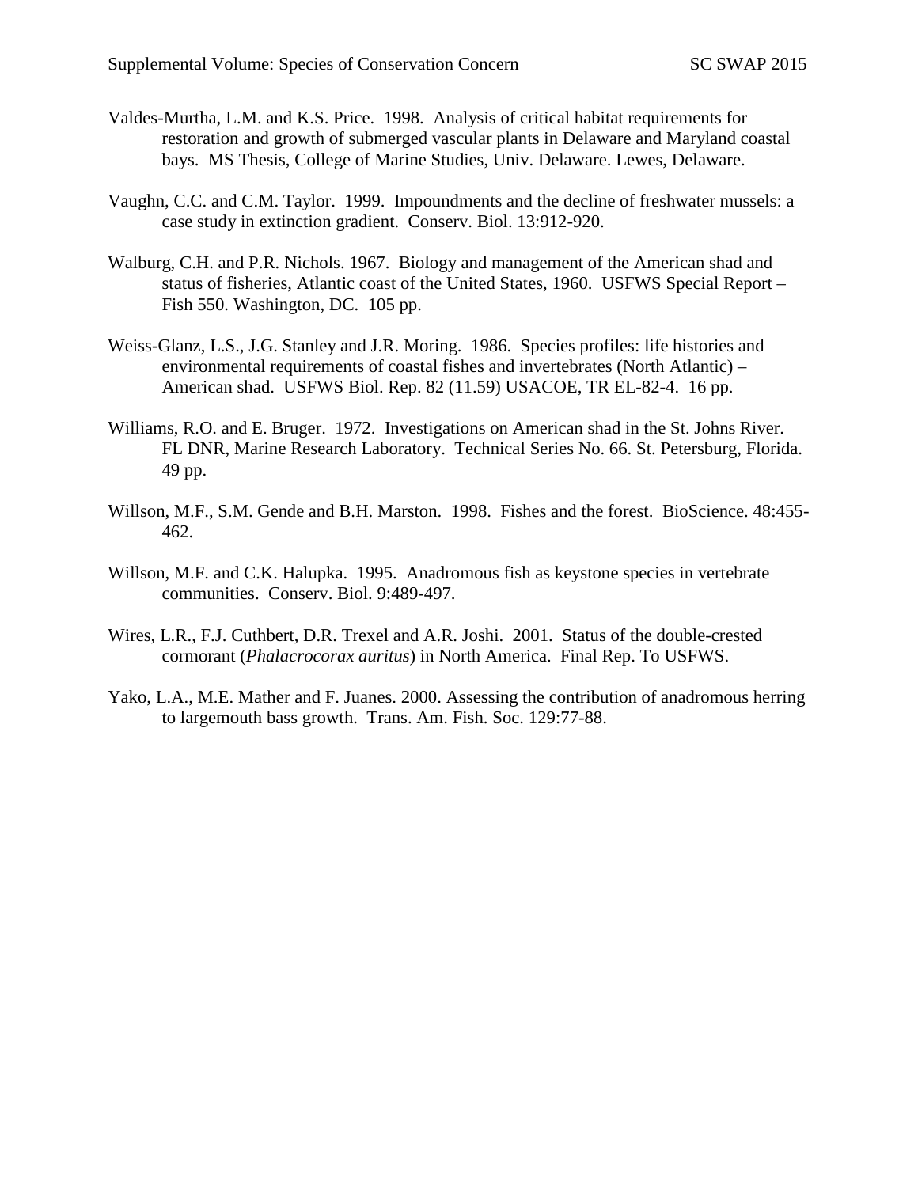Valdes-Murtha, L.M. and K.S. Price. 1998. Analysis of critical habitat requirements for restoration and growth of submerged vascular plants in Delaware and Maryland coastal bays. MS Thesis, College of Marine Studies, Univ. Delaware. Lewes, Delaware.

Vaughn, C.C. and C.M. Taylor. 1999. Impoundments and the decline of freshwater mussels: a case study in extinction gradient. Conserv. Biol. 13:912-920.

Walburg, C.H. and P.R. Nichols. 1967. Biology and management of the American shad and status of fisheries, Atlantic coast of the United States, 1960. USFWS Special Report – Fish 550. Washington, DC. 105 pp.

Weiss-Glanz, L.S., J.G. Stanley and J.R. Moring. 1986. Species profiles: life histories and environmental requirements of coastal fishes and invertebrates (North Atlantic) – American shad. USFWS Biol. Rep. 82 (11.59) USACOE, TR EL-82-4. 16 pp.

Williams, R.O. and E. Bruger. 1972. Investigations on American shad in the St. Johns River. FL DNR, Marine Research Laboratory. Technical Series No. 66. St. Petersburg, Florida. 49 pp.

Willson, M.F., S.M. Gende and B.H. Marston. 1998. Fishes and the forest. BioScience. 48:455-462.

Willson, M.F. and C.K. Halupka. 1995. Anadromous fish as keystone species in vertebrate communities. Conserv. Biol. 9:489-497.

Wires, L.R., F.J. Cuthbert, D.R. Trexel and A.R. Joshi. 2001. Status of the double-crested cormorant (*Phalacrocorax auritus*) in North America. Final Rep. To USFWS.

Yako, L.A., M.E. Mather and F. Juanes. 2000. Assessing the contribution of anadromous herring to largemouth bass growth. Trans. Am. Fish. Soc. 129:77-88.